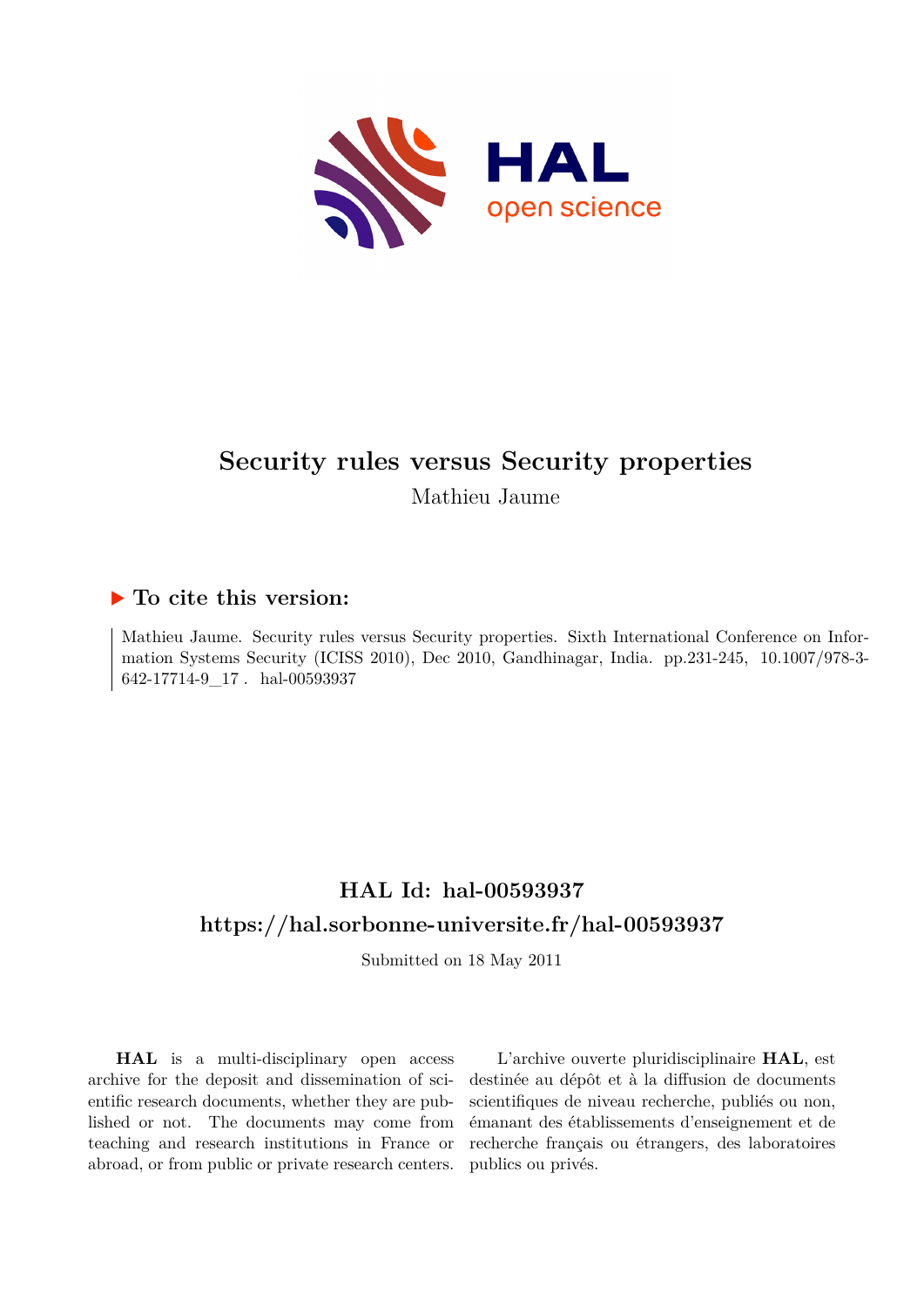# Security rules versus Security properties

Mathieu Jaume

## ▶ To cite this version:

Mathieu Jaume. Security rules versus Security properties. Sixth International Conference on Information Systems Security (ICISS 2010), Dec 2010, Gandhinagar, India. pp.231-245, 10.1007/978-3-642-17714-9_17 . hal-00593937

## HAL Id: hal-00593937

## https://hal.sorbonne-universite.fr/hal-00593937

Submitted on 18 May 2011

**HAL** is a multi-disciplinary open access archive for the deposit and dissemination of scientific research documents, whether they are published or not. The documents may come from teaching and research institutions in France or abroad, or from public or private research centers.

L'archive ouverte pluridisciplinaire **HAL**, est destinée au dépôt et à la diffusion de documents scientifiques de niveau recherche, publiés ou non, émanant des établissements d'enseignement et de recherche français ou étrangers, des laboratoires publics ou privés.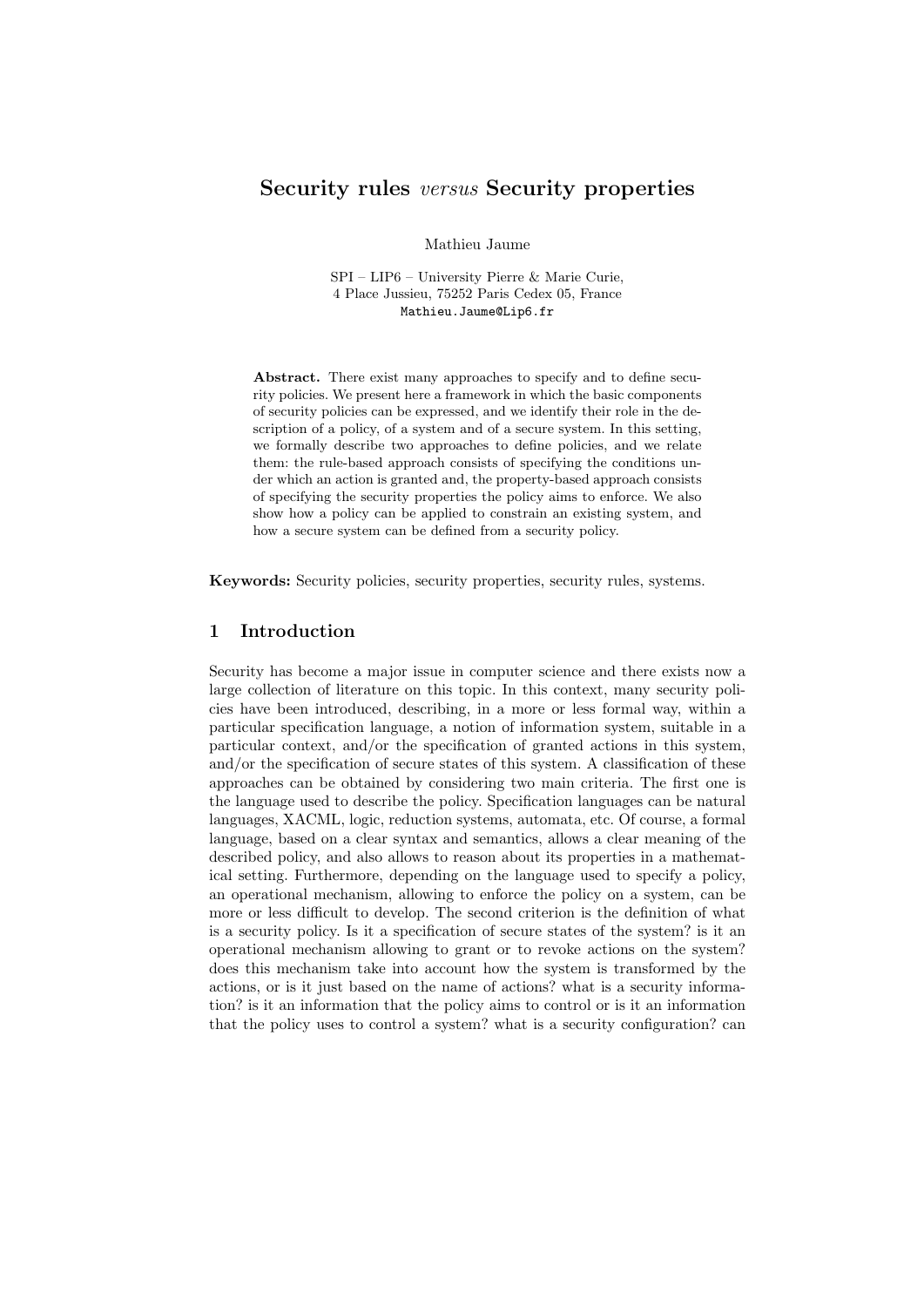# Security rules *versus* Security properties

Mathieu Jaume

SPI – LIP6 – University Pierre & Marie Curie,
4 Place Jussieu, 75252 Paris Cedex 05, France
Mathieu.Jaume@Lip6.fr

**Abstract.** There exist many approaches to specify and to define security policies. We present here a framework in which the basic components of security policies can be expressed, and we identify their role in the description of a policy, of a system and of a secure system. In this setting, we formally describe two approaches to define policies, and we relate them: the rule-based approach consists of specifying the conditions under which an action is granted and, the property-based approach consists of specifying the security properties the policy aims to enforce. We also show how a policy can be applied to constrain an existing system, and how a secure system can be defined from a security policy.

**Keywords:** Security policies, security properties, security rules, systems.

## 1 Introduction

Security has become a major issue in computer science and there exists now a large collection of literature on this topic. In this context, many security policies have been introduced, describing, in a more or less formal way, within a particular specification language, a notion of information system, suitable in a particular context, and/or the specification of granted actions in this system, and/or the specification of secure states of this system. A classification of these approaches can be obtained by considering two main criteria. The first one is the language used to describe the policy. Specification languages can be natural languages, XACML, logic, reduction systems, automata, etc. Of course, a formal language, based on a clear syntax and semantics, allows a clear meaning of the described policy, and also allows to reason about its properties in a mathematical setting. Furthermore, depending on the language used to specify a policy, an operational mechanism, allowing to enforce the policy on a system, can be more or less difficult to develop. The second criterion is the definition of what is a security policy. Is it a specification of secure states of the system? is it an operational mechanism allowing to grant or to revoke actions on the system? does this mechanism take into account how the system is transformed by the actions, or is it just based on the name of actions? what is a security information? is it an information that the policy aims to control or is it an information that the policy uses to control a system? what is a security configuration? can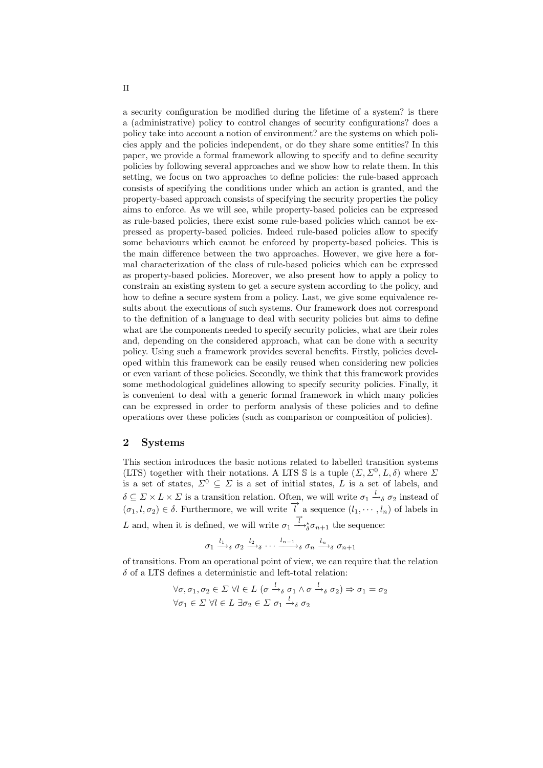a security configuration be modified during the lifetime of a system? is there a (administrative) policy to control changes of security configurations? does a policy take into account a notion of environment? are the systems on which policies apply and the policies independent, or do they share some entities? In this paper, we provide a formal framework allowing to specify and to define security policies by following several approaches and we show how to relate them. In this setting, we focus on two approaches to define policies: the rule-based approach consists of specifying the conditions under which an action is granted, and the property-based approach consists of specifying the security properties the policy aims to enforce. As we will see, while property-based policies can be expressed as rule-based policies, there exist some rule-based policies which cannot be expressed as property-based policies. Indeed rule-based policies allow to specify some behaviours which cannot be enforced by property-based policies. This is the main difference between the two approaches. However, we give here a formal characterization of the class of rule-based policies which can be expressed as property-based policies. Moreover, we also present how to apply a policy to constrain an existing system to get a secure system according to the policy, and how to define a secure system from a policy. Last, we give some equivalence results about the executions of such systems. Our framework does not correspond to the definition of a language to deal with security policies but aims to define what are the components needed to specify security policies, what are their roles and, depending on the considered approach, what can be done with a security policy. Using such a framework provides several benefits. Firstly, policies developed within this framework can be easily reused when considering new policies or even variant of these policies. Secondly, we think that this framework provides some methodological guidelines allowing to specify security policies. Finally, it is convenient to deal with a generic formal framework in which many policies can be expressed in order to perform analysis of these policies and to define operations over these policies (such as comparison or composition of policies).

## 2 Systems

This section introduces the basic notions related to labelled transition systems (LTS) together with their notations. A LTS $\mathbb{S}$ is a tuple $(\Sigma, \Sigma^0, L, \delta)$ where $\Sigma$ is a set of states, $\Sigma^0 \subseteq \Sigma$ is a set of initial states, $L$ is a set of labels, and $\delta \subseteq \Sigma \times L \times \Sigma$ is a transition relation. Often, we will write $\sigma_1 \xrightarrow{l}_\delta \sigma_2$ instead of $(\sigma_1, l, \sigma_2) \in \delta$. Furthermore, we will write $\overrightarrow{l}$ a sequence $(l_1, \cdots, l_n)$ of labels in $L$ and, when it is defined, we will write $\sigma_1 \xrightarrow{\overrightarrow{l}}{}^{\star}_{\delta} \sigma_{n+1}$ the sequence:

$$\sigma_1 \xrightarrow{l_1}_\delta \sigma_2 \xrightarrow{l_2}_\delta \cdots \xrightarrow{l_{n-1}}_\delta \sigma_n \xrightarrow{l_n}_\delta \sigma_{n+1}$$

of transitions. From an operational point of view, we can require that the relation $\delta$ of a LTS defines a deterministic and left-total relation:

$$\forall \sigma, \sigma_1, \sigma_2 \in \Sigma \ \forall l \in L \ (\sigma \xrightarrow{l}_\delta \sigma_1 \wedge \sigma \xrightarrow{l}_\delta \sigma_2) \Rightarrow \sigma_1 = \sigma_2$$
$$\forall \sigma_1 \in \Sigma \ \forall l \in L \ \exists \sigma_2 \in \Sigma \ \sigma_1 \xrightarrow{l}_\delta \sigma_2$$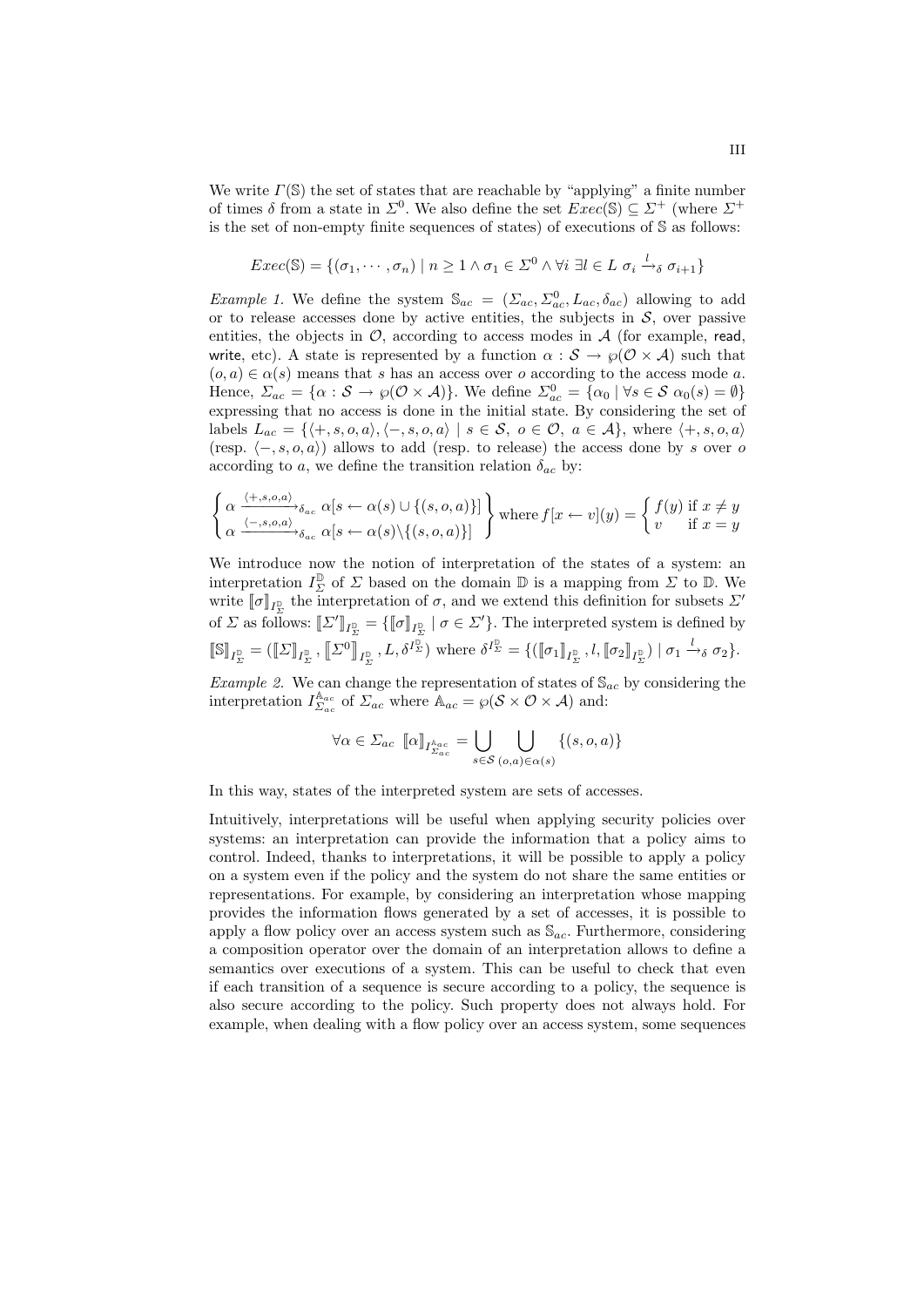We write $\Gamma(\mathbb{S})$ the set of states that are reachable by "applying" a finite number of times $\delta$ from a state in $\Sigma^0$. We also define the set $Exec(\mathbb{S}) \subseteq \Sigma^+$ (where $\Sigma^+$ is the set of non-empty finite sequences of states) of executions of $\mathbb{S}$ as follows:

$$Exec(\mathbb{S}) = \{(\sigma_1, \cdots, \sigma_n) \mid n \geq 1 \wedge \sigma_1 \in \Sigma^0 \wedge \forall i \; \exists l \in L \; \sigma_i \xrightarrow{l}_\delta \sigma_{i+1}\}$$

*Example 1.* We define the system $\mathbb{S}_{ac} = (\Sigma_{ac}, \Sigma_{ac}^0, L_{ac}, \delta_{ac})$ allowing to add or to release accesses done by active entities, the subjects in $\mathcal{S}$, over passive entities, the objects in $\mathcal{O}$, according to access modes in $\mathcal{A}$ (for example, read, write, etc). A state is represented by a function $\alpha : \mathcal{S} \to \wp(\mathcal{O} \times \mathcal{A})$ such that $(o, a) \in \alpha(s)$ means that $s$ has an access over $o$ according to the access mode $a$. Hence, $\Sigma_{ac} = \{\alpha : \mathcal{S} \to \wp(\mathcal{O} \times \mathcal{A})\}$. We define $\Sigma_{ac}^0 = \{\alpha_0 \mid \forall s \in \mathcal{S} \; \alpha_0(s) = \emptyset\}$ expressing that no access is done in the initial state. By considering the set of labels $L_{ac} = \{\langle +, s, o, a\rangle, \langle -, s, o, a\rangle \mid s \in \mathcal{S}, \; o \in \mathcal{O}, \; a \in \mathcal{A}\}$, where $\langle +, s, o, a\rangle$ (resp. $\langle -, s, o, a\rangle$) allows to add (resp. to release) the access done by $s$ over $o$ according to $a$, we define the transition relation $\delta_{ac}$ by:

$$\left\{ \begin{array}{l} \alpha \xrightarrow{\langle +,s,o,a\rangle}_{\delta_{ac}} \alpha[s \leftarrow \alpha(s) \cup \{(s,o,a)\}] \\ \alpha \xrightarrow{\langle -,s,o,a\rangle}_{\delta_{ac}} \alpha[s \leftarrow \alpha(s) \backslash \{(s,o,a)\}] \end{array} \right\} \text{where } f[x \leftarrow v](y) = \left\{ \begin{array}{ll} f(y) & \text{if } x \neq y \\ v & \text{if } x = y \end{array} \right.$$

We introduce now the notion of interpretation of the states of a system: an interpretation $I_\Sigma^{\mathbb{D}}$ of $\Sigma$ based on the domain $\mathbb{D}$ is a mapping from $\Sigma$ to $\mathbb{D}$. We write $[\![\sigma]\!]_{I_\Sigma^{\mathbb{D}}}$ the interpretation of $\sigma$, and we extend this definition for subsets $\Sigma'$ of $\Sigma$ as follows: $[\![\Sigma']\!]_{I_\Sigma^{\mathbb{D}}} = \{[\![\sigma]\!]_{I_\Sigma^{\mathbb{D}}} \mid \sigma \in \Sigma'\}$. The interpreted system is defined by $[\![\mathbb{S}]\!]_{I_\Sigma^{\mathbb{D}}} = ([\![\Sigma]\!]_{I_\Sigma^{\mathbb{D}}}, [\![\Sigma^0]\!]_{I_\Sigma^{\mathbb{D}}}, L, \delta^{I_\Sigma^{\mathbb{D}}})$ where $\delta^{I_\Sigma^{\mathbb{D}}} = \{([\![\sigma_1]\!]_{I_\Sigma^{\mathbb{D}}}, l, [\![\sigma_2]\!]_{I_\Sigma^{\mathbb{D}}}) \mid \sigma_1 \xrightarrow{l}_\delta \sigma_2\}$.

*Example 2.* We can change the representation of states of $\mathbb{S}_{ac}$ by considering the interpretation $I_{\Sigma_{ac}}^{\mathbb{A}_{ac}}$ of $\Sigma_{ac}$ where $\mathbb{A}_{ac} = \wp(\mathcal{S} \times \mathcal{O} \times \mathcal{A})$ and:

$$\forall \alpha \in \Sigma_{ac} \;\; [\![\alpha]\!]_{I_{\Sigma_{ac}}^{\mathbb{A}_{ac}}} = \bigcup_{s \in \mathcal{S}} \bigcup_{(o,a) \in \alpha(s)} \{(s, o, a)\}$$

In this way, states of the interpreted system are sets of accesses.

Intuitively, interpretations will be useful when applying security policies over systems: an interpretation can provide the information that a policy aims to control. Indeed, thanks to interpretations, it will be possible to apply a policy on a system even if the policy and the system do not share the same entities or representations. For example, by considering an interpretation whose mapping provides the information flows generated by a set of accesses, it is possible to apply a flow policy over an access system such as $\mathbb{S}_{ac}$. Furthermore, considering a composition operator over the domain of an interpretation allows to define a semantics over executions of a system. This can be useful to check that even if each transition of a sequence is secure according to a policy, the sequence is also secure according to the policy. Such property does not always hold. For example, when dealing with a flow policy over an access system, some sequences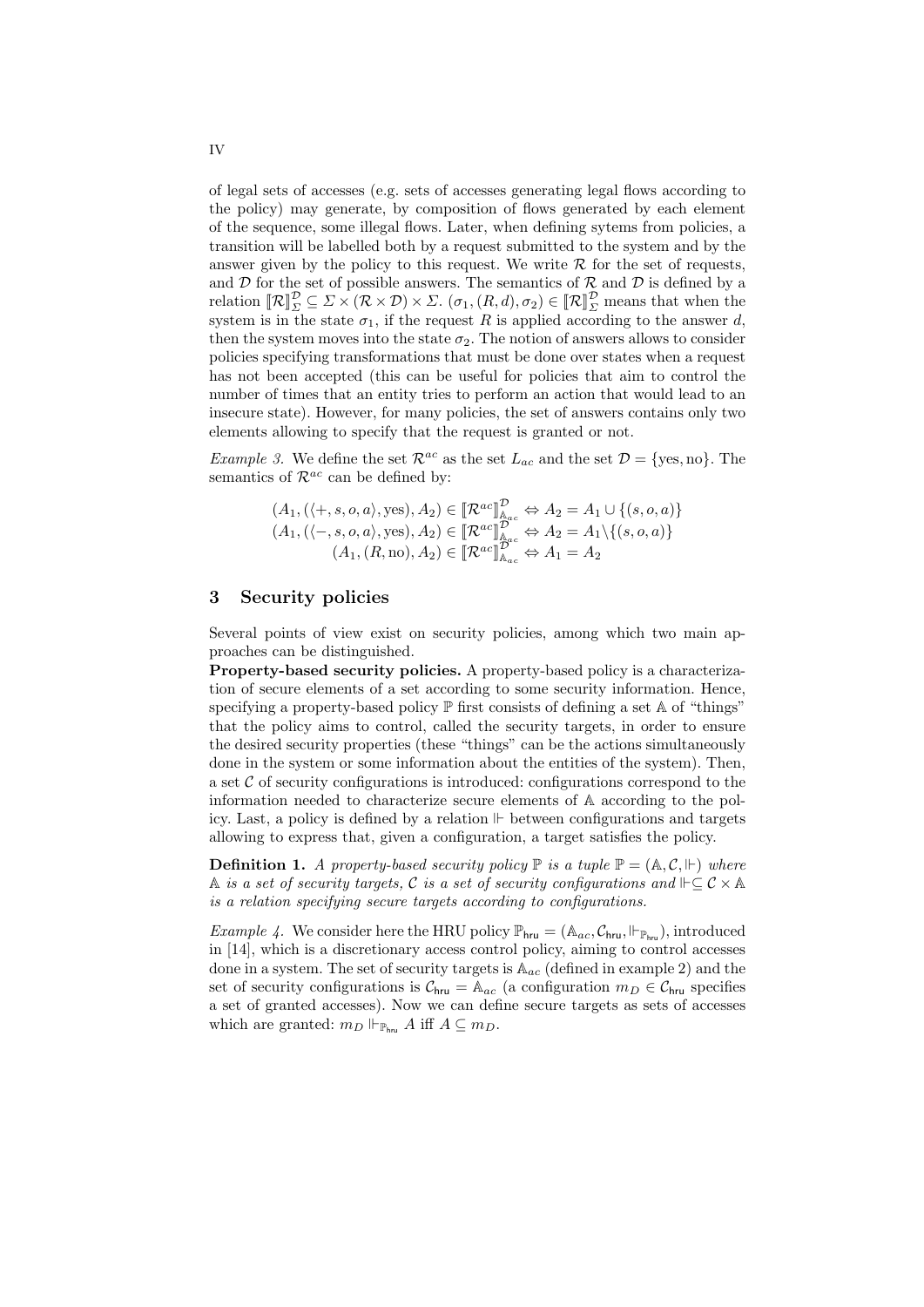of legal sets of accesses (e.g. sets of accesses generating legal flows according to the policy) may generate, by composition of flows generated by each element of the sequence, some illegal flows. Later, when defining sytems from policies, a transition will be labelled both by a request submitted to the system and by the answer given by the policy to this request. We write $\mathcal{R}$ for the set of requests, and $\mathcal{D}$ for the set of possible answers. The semantics of $\mathcal{R}$ and $\mathcal{D}$ is defined by a relation $[\![\mathcal{R}]\!]_{\Sigma}^{\mathcal{D}} \subseteq \Sigma \times (\mathcal{R} \times \mathcal{D}) \times \Sigma$. $(\sigma_1, (R, d), \sigma_2) \in [\![\mathcal{R}]\!]_{\Sigma}^{\mathcal{D}}$ means that when the system is in the state $\sigma_1$, if the request $R$ is applied according to the answer $d$, then the system moves into the state $\sigma_2$. The notion of answers allows to consider policies specifying transformations that must be done over states when a request has not been accepted (this can be useful for policies that aim to control the number of times that an entity tries to perform an action that would lead to an insecure state). However, for many policies, the set of answers contains only two elements allowing to specify that the request is granted or not.

*Example 3.* We define the set $\mathcal{R}^{ac}$ as the set $L_{ac}$ and the set $\mathcal{D} = \{\text{yes}, \text{no}\}$. The semantics of $\mathcal{R}^{ac}$ can be defined by:

$$
\begin{array}{r}
(A_1, (\langle +, s, o, a\rangle, \text{yes}), A_2) \in [\![\mathcal{R}^{ac}]\!]_{\mathbb{A}_{ac}}^{\mathcal{D}} \Leftrightarrow A_2 = A_1 \cup \{(s, o, a)\} \\
(A_1, (\langle -, s, o, a\rangle, \text{yes}), A_2) \in [\![\mathcal{R}^{ac}]\!]_{\mathbb{A}_{ac}}^{\mathcal{D}} \Leftrightarrow A_2 = A_1 \backslash \{(s, o, a)\} \\
(A_1, (R, \text{no}), A_2) \in [\![\mathcal{R}^{ac}]\!]_{\mathbb{A}_{ac}}^{\mathcal{D}} \Leftrightarrow A_1 = A_2
\end{array}
$$

## 3 Security policies

Several points of view exist on security policies, among which two main approaches can be distinguished.

**Property-based security policies.** A property-based policy is a characterization of secure elements of a set according to some security information. Hence, specifying a property-based policy $\mathbb{P}$ first consists of defining a set $\mathbb{A}$ of "things" that the policy aims to control, called the security targets, in order to ensure the desired security properties (these "things" can be the actions simultaneously done in the system or some information about the entities of the system). Then, a set $\mathcal{C}$ of security configurations is introduced: configurations correspond to the information needed to characterize secure elements of $\mathbb{A}$ according to the policy. Last, a policy is defined by a relation $\Vdash$ between configurations and targets allowing to express that, given a configuration, a target satisfies the policy.

**Definition 1.** *A property-based security policy $\mathbb{P}$ is a tuple $\mathbb{P} = (\mathbb{A}, \mathcal{C}, \Vdash)$ where $\mathbb{A}$ is a set of security targets, $\mathcal{C}$ is a set of security configurations and $\Vdash \subseteq \mathcal{C} \times \mathbb{A}$ is a relation specifying secure targets according to configurations.*

*Example 4.* We consider here the HRU policy $\mathbb{P}_{\mathsf{hru}} = (\mathbb{A}_{ac}, \mathcal{C}_{\mathsf{hru}}, \Vdash_{\mathbb{P}_{\mathsf{hru}}})$, introduced in [14], which is a discretionary access control policy, aiming to control accesses done in a system. The set of security targets is $\mathbb{A}_{ac}$ (defined in example 2) and the set of security configurations is $\mathcal{C}_{\mathsf{hru}} = \mathbb{A}_{ac}$ (a configuration $m_D \in \mathcal{C}_{\mathsf{hru}}$ specifies a set of granted accesses). Now we can define secure targets as sets of accesses which are granted: $m_D \Vdash_{\mathbb{P}_{\mathsf{hru}}} A$ iff $A \subseteq m_D$.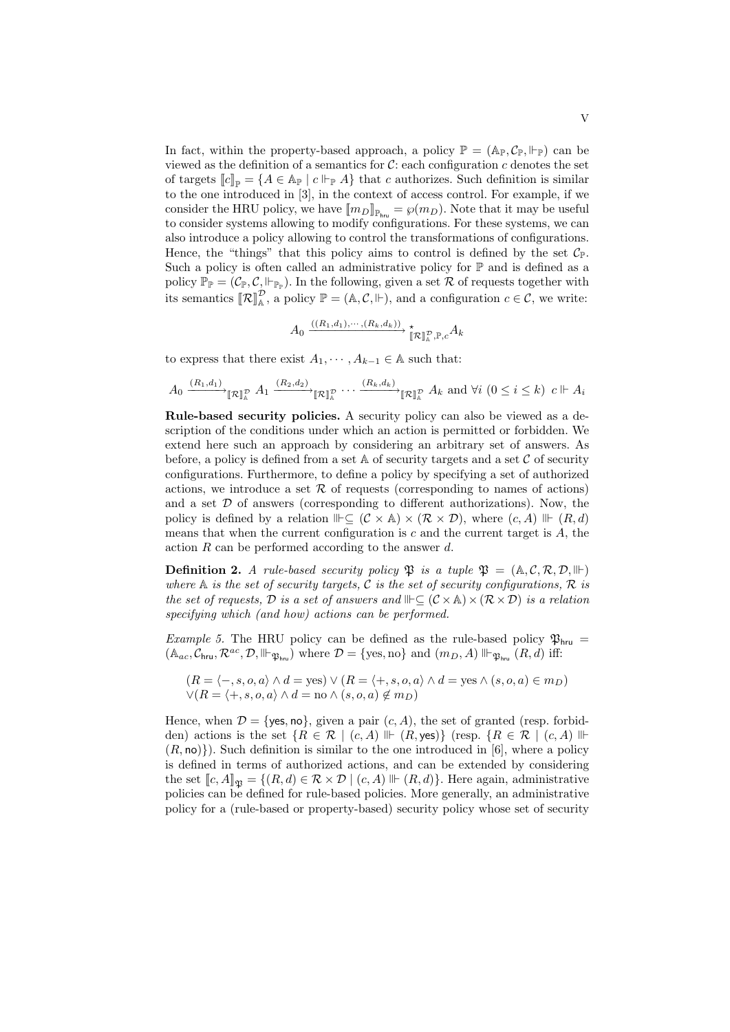In fact, within the property-based approach, a policy $\mathbb{P} = (\mathbb{A}_\mathbb{P}, \mathcal{C}_\mathbb{P}, \Vdash_\mathbb{P})$ can be viewed as the definition of a semantics for $\mathcal{C}$: each configuration $c$ denotes the set of targets $[\![c]\!]_\mathbb{P} = \{A \in \mathbb{A}_\mathbb{P} \mid c \Vdash_\mathbb{P} A\}$ that $c$ authorizes. Such definition is similar to the one introduced in [3], in the context of access control. For example, if we consider the HRU policy, we have $[\![m_D]\!]_{\mathbb{P}_{\mathsf{hru}}} = \wp(m_D)$. Note that it may be useful to consider systems allowing to modify configurations. For these systems, we can also introduce a policy allowing to control the transformations of configurations. Hence, the "things" that this policy aims to control is defined by the set $\mathcal{C}_\mathbb{P}$. Such a policy is often called an administrative policy for $\mathbb{P}$ and is defined as a policy $\mathbb{P}_\mathbb{P} = (\mathcal{C}_\mathbb{P}, \mathcal{C}, \Vdash_{\mathbb{P}_\mathbb{P}})$. In the following, given a set $\mathcal{R}$ of requests together with its semantics $[\![\mathcal{R}]\!]^\mathcal{D}_\mathbb{A}$, a policy $\mathbb{P} = (\mathbb{A}, \mathcal{C}, \Vdash)$, and a configuration $c \in \mathcal{C}$, we write:

$$A_0 \xrightarrow{((R_1,d_1),\cdots,(R_k,d_k))}{}^{\star}_{[\![\mathcal{R}]\!]^\mathcal{D}_\mathbb{A},\mathbb{P},c} A_k$$

to express that there exist $A_1, \cdots, A_{k-1} \in \mathbb{A}$ such that:

$$A_0 \xrightarrow{(R_1,d_1)}_{[\![\mathcal{R}]\!]^\mathcal{D}_\mathbb{A}} A_1 \xrightarrow{(R_2,d_2)}_{[\![\mathcal{R}]\!]^\mathcal{D}_\mathbb{A}} \cdots \xrightarrow{(R_k,d_k)}_{[\![\mathcal{R}]\!]^\mathcal{D}_\mathbb{A}} A_k \text{ and } \forall i \ (0 \leq i \leq k) \ c \Vdash A_i$$

**Rule-based security policies.** A security policy can also be viewed as a description of the conditions under which an action is permitted or forbidden. We extend here such an approach by considering an arbitrary set of answers. As before, a policy is defined from a set $\mathbb{A}$ of security targets and a set $\mathcal{C}$ of security configurations. Furthermore, to define a policy by specifying a set of authorized actions, we introduce a set $\mathcal{R}$ of requests (corresponding to names of actions) and a set $\mathcal{D}$ of answers (corresponding to different authorizations). Now, the policy is defined by a relation $\Vvdash \subseteq (\mathcal{C} \times \mathbb{A}) \times (\mathcal{R} \times \mathcal{D})$, where $(c, A) \Vvdash (R, d)$ means that when the current configuration is $c$ and the current target is $A$, the action $R$ can be performed according to the answer $d$.

**Definition 2.** *A rule-based security policy $\mathfrak{P}$ is a tuple $\mathfrak{P} = (\mathbb{A}, \mathcal{C}, \mathcal{R}, \mathcal{D}, \Vvdash)$ where $\mathbb{A}$ is the set of security targets, $\mathcal{C}$ is the set of security configurations, $\mathcal{R}$ is the set of requests, $\mathcal{D}$ is a set of answers and $\Vvdash \subseteq (\mathcal{C} \times \mathbb{A}) \times (\mathcal{R} \times \mathcal{D})$ is a relation specifying which (and how) actions can be performed.*

*Example 5.* The HRU policy can be defined as the rule-based policy $\mathfrak{P}_{\mathsf{hru}} = (\mathbb{A}_{ac}, \mathcal{C}_{\mathsf{hru}}, \mathcal{R}^{ac}, \mathcal{D}, \Vvdash_{\mathfrak{P}_{\mathsf{hru}}})$ where $\mathcal{D} = \{\text{yes}, \text{no}\}$ and $(m_D, A) \Vvdash_{\mathfrak{P}_{\mathsf{hru}}} (R, d)$ iff:

$$\begin{aligned}&(R = \langle -, s, o, a\rangle \wedge d = \text{yes}) \vee (R = \langle +, s, o, a\rangle \wedge d = \text{yes} \wedge (s, o, a) \in m_D)\\ &\vee (R = \langle +, s, o, a\rangle \wedge d = \text{no} \wedge (s, o, a) \notin m_D)\end{aligned}$$

Hence, when $\mathcal{D} = \{\mathsf{yes}, \mathsf{no}\}$, given a pair $(c, A)$, the set of granted (resp. forbidden) actions is the set $\{R \in \mathcal{R} \mid (c, A) \Vvdash (R, \mathsf{yes})\}$ (resp. $\{R \in \mathcal{R} \mid (c, A) \Vvdash (R, \mathsf{no})\}$). Such definition is similar to the one introduced in [6], where a policy is defined in terms of authorized actions, and can be extended by considering the set $[\![c, A]\!]_\mathfrak{P} = \{(R, d) \in \mathcal{R} \times \mathcal{D} \mid (c, A) \Vvdash (R, d)\}$. Here again, administrative policies can be defined for rule-based policies. More generally, an administrative policy for a (rule-based or property-based) security policy whose set of security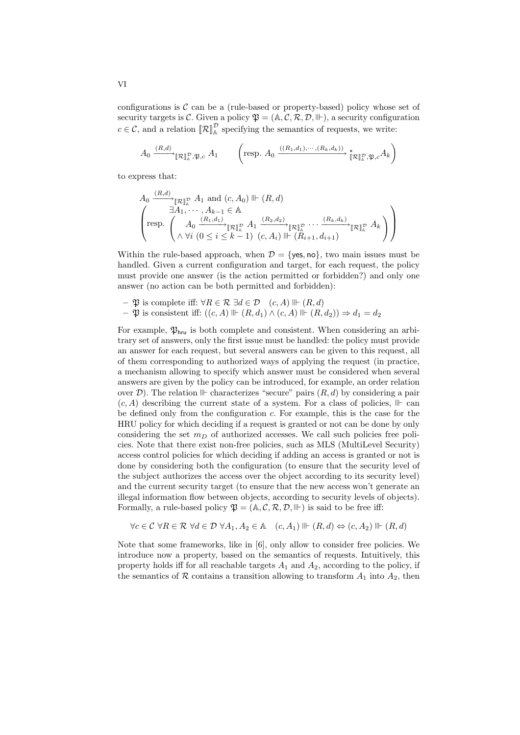configurations is $\mathcal{C}$ can be a (rule-based or property-based) policy whose set of security targets is $\mathcal{C}$. Given a policy $\mathfrak{P} = (\mathbb{A}, \mathcal{C}, \mathcal{R}, \mathcal{D}, \Vdash)$, a security configuration $c \in \mathcal{C}$, and a relation $[\![\mathcal{R}]\!]^{\mathcal{D}}_{\mathbb{A}}$ specifying the semantics of requests, we write:

$$A_0 \xrightarrow{(R,d)}_{[\![\mathcal{R}]\!]^{\mathcal{D}}_{\mathbb{A}}, \mathfrak{P}, c} A_1 \qquad \left(\text{resp. } A_0 \xrightarrow{((R_1,d_1),\cdots,(R_k,d_k))}{}^{\star}_{[\![\mathcal{R}]\!]^{\mathcal{D}}_{\mathbb{A}}, \mathfrak{P}, c} A_k\right)$$

to express that:

$$A_0 \xrightarrow{(R,d)}_{[\![\mathcal{R}]\!]^{\mathcal{D}}_{\mathbb{A}}} A_1 \text{ and } (c, A_0) \Vdash (R, d)$$
$$\left(\text{resp. } \left(\begin{array}{l} \exists A_1, \cdots, A_{k-1} \in \mathbb{A} \\ \quad A_0 \xrightarrow{(R_1,d_1)}_{[\![\mathcal{R}]\!]^{\mathcal{D}}_{\mathbb{A}}} A_1 \xrightarrow{(R_2,d_2)}_{[\![\mathcal{R}]\!]^{\mathcal{D}}_{\mathbb{A}}} \cdots \xrightarrow{(R_k,d_k)}_{[\![\mathcal{R}]\!]^{\mathcal{D}}_{\mathbb{A}}} A_k \\ \wedge \forall i \ (0 \le i \le k-1) \ \ (c, A_i) \Vdash (R_{i+1}, d_{i+1}) \end{array}\right)\right)$$

Within the rule-based approach, when $\mathcal{D} = \{\mathsf{yes}, \mathsf{no}\}$, two main issues must be handled. Given a current configuration and target, for each request, the policy must provide one answer (is the action permitted or forbidden?) and only one answer (no action can be both permitted and forbidden):

- $\mathfrak{P}$ is complete iff: $\forall R \in \mathcal{R} \ \exists d \in \mathcal{D} \quad (c, A) \Vdash (R, d)$
- $\mathfrak{P}$ is consistent iff: $((c, A) \Vdash (R, d_1) \wedge (c, A) \Vdash (R, d_2)) \Rightarrow d_1 = d_2$

For example, $\mathfrak{P}_{\mathsf{hru}}$ is both complete and consistent. When considering an arbitrary set of answers, only the first issue must be handled: the policy must provide an answer for each request, but several answers can be given to this request, all of them corresponding to authorized ways of applying the request (in practice, a mechanism allowing to specify which answer must be considered when several answers are given by the policy can be introduced, for example, an order relation over $\mathcal{D}$). The relation $\Vdash$ characterizes "secure" pairs $(R, d)$ by considering a pair $(c, A)$ describing the current state of a system. For a class of policies, $\Vdash$ can be defined only from the configuration $c$. For example, this is the case for the HRU policy for which deciding if a request is granted or not can be done by only considering the set $m_D$ of authorized accesses. We call such policies free policies. Note that there exist non-free policies, such as MLS (MultiLevel Security) access control policies for which deciding if adding an access is granted or not is done by considering both the configuration (to ensure that the security level of the subject authorizes the access over the object according to its security level) and the current security target (to ensure that the new access won't generate an illegal information flow between objects, according to security levels of objects). Formally, a rule-based policy $\mathfrak{P} = (\mathbb{A}, \mathcal{C}, \mathcal{R}, \mathcal{D}, \Vdash)$ is said to be free iff:

$$\forall c \in \mathcal{C} \ \forall R \in \mathcal{R} \ \forall d \in \mathcal{D} \ \forall A_1, A_2 \in \mathbb{A} \quad (c, A_1) \Vdash (R, d) \Leftrightarrow (c, A_2) \Vdash (R, d)$$

Note that some frameworks, like in [6], only allow to consider free policies. We introduce now a property, based on the semantics of requests. Intuitively, this property holds iff for all reachable targets $A_1$ and $A_2$, according to the policy, if the semantics of $\mathcal{R}$ contains a transition allowing to transform $A_1$ into $A_2$, then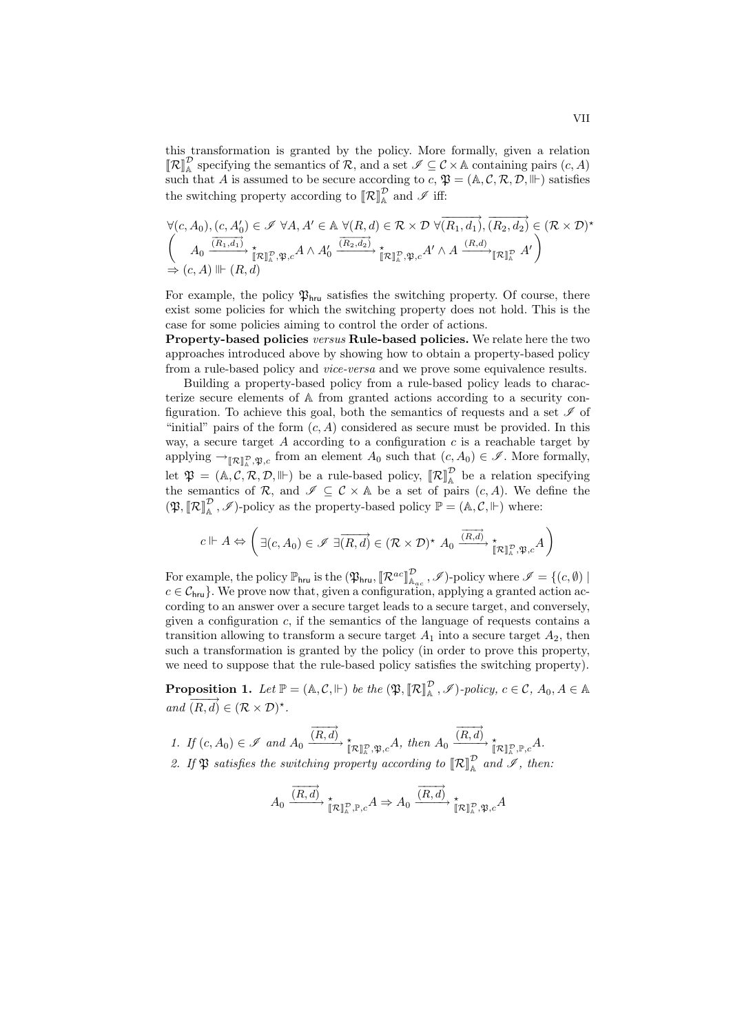this transformation is granted by the policy. More formally, given a relation $[\![\mathcal{R}]\!]_{\mathbb{A}}^{\mathcal{D}}$ specifying the semantics of $\mathcal{R}$, and a set $\mathscr{I} \subseteq \mathcal{C} \times \mathbb{A}$ containing pairs $(c, A)$ such that $A$ is assumed to be secure according to $c$, $\mathfrak{P} = (\mathbb{A}, \mathcal{C}, \mathcal{R}, \mathcal{D}, \Vdash)$ satisfies the switching property according to $[\![\mathcal{R}]\!]_{\mathbb{A}}^{\mathcal{D}}$ and $\mathscr{I}$ iff:

$$\forall (c, A_0), (c, A_0') \in \mathscr{I}\ \forall A, A' \in \mathbb{A}\ \forall (R, d) \in \mathcal{R} \times \mathcal{D}\ \forall \overrightarrow{(R_1, d_1)}, \overrightarrow{(R_2, d_2)} \in (\mathcal{R} \times \mathcal{D})^\star$$
$$\left( \quad A_0 \xrightarrow{\overrightarrow{(R_1,d_1)}}{}^{\star}_{[\![\mathcal{R}]\!]_{\mathbb{A}}^{\mathcal{D}}, \mathfrak{P}, c} A \wedge A_0' \xrightarrow{\overrightarrow{(R_2,d_2)}}{}^{\star}_{[\![\mathcal{R}]\!]_{\mathbb{A}}^{\mathcal{D}}, \mathfrak{P}, c} A' \wedge A \xrightarrow{(R,d)}_{[\![\mathcal{R}]\!]_{\mathbb{A}}^{\mathcal{D}}} A' \right)$$
$$\Rightarrow (c, A) \Vdash (R, d)$$

For example, the policy $\mathfrak{P}_{\mathsf{hru}}$ satisfies the switching property. Of course, there exist some policies for which the switching property does not hold. This is the case for some policies aiming to control the order of actions.

**Property-based policies** *versus* **Rule-based policies.** We relate here the two approaches introduced above by showing how to obtain a property-based policy from a rule-based policy and *vice-versa* and we prove some equivalence results.

Building a property-based policy from a rule-based policy leads to characterize secure elements of $\mathbb{A}$ from granted actions according to a security configuration. To achieve this goal, both the semantics of requests and a set $\mathscr{I}$ of "initial" pairs of the form $(c, A)$ considered as secure must be provided. In this way, a secure target $A$ according to a configuration $c$ is a reachable target by applying $\rightarrow_{[\![\mathcal{R}]\!]_{\mathbb{A}}^{\mathcal{D}}, \mathfrak{P}, c}$ from an element $A_0$ such that $(c, A_0) \in \mathscr{I}$. More formally, let $\mathfrak{P} = (\mathbb{A}, \mathcal{C}, \mathcal{R}, \mathcal{D}, \Vdash)$ be a rule-based policy, $[\![\mathcal{R}]\!]_{\mathbb{A}}^{\mathcal{D}}$ be a relation specifying the semantics of $\mathcal{R}$, and $\mathscr{I} \subseteq \mathcal{C} \times \mathbb{A}$ be a set of pairs $(c, A)$. We define the $(\mathfrak{P}, [\![\mathcal{R}]\!]_{\mathbb{A}}^{\mathcal{D}}, \mathscr{I})$-policy as the property-based policy $\mathbb{P} = (\mathbb{A}, \mathcal{C}, \Vdash)$ where:

$$c \Vdash A \Leftrightarrow \left( \exists (c, A_0) \in \mathscr{I}\ \exists \overrightarrow{(R, d)} \in (\mathcal{R} \times \mathcal{D})^\star\ A_0 \xrightarrow{\overrightarrow{(R,d)}}{}^{\star}_{[\![\mathcal{R}]\!]_{\mathbb{A}}^{\mathcal{D}}, \mathfrak{P}, c} A \right)$$

For example, the policy $\mathbb{P}_{\mathsf{hru}}$ is the $(\mathfrak{P}_{\mathsf{hru}}, [\![\mathcal{R}^{ac}]\!]_{\mathbb{A}_{ac}}^{\mathcal{D}}, \mathscr{I})$-policy where $\mathscr{I} = \{(c, \emptyset) \mid c \in \mathcal{C}_{\mathsf{hru}}\}$. We prove now that, given a configuration, applying a granted action according to an answer over a secure target leads to a secure target, and conversely, given a configuration $c$, if the semantics of the language of requests contains a transition allowing to transform a secure target $A_1$ into a secure target $A_2$, then such a transformation is granted by the policy (in order to prove this property, we need to suppose that the rule-based policy satisfies the switching property).

**Proposition 1.** *Let $\mathbb{P} = (\mathbb{A}, \mathcal{C}, \Vdash)$ be the $(\mathfrak{P}, [\![\mathcal{R}]\!]_{\mathbb{A}}^{\mathcal{D}}, \mathscr{I})$-policy, $c \in \mathcal{C}$, $A_0, A \in \mathbb{A}$ and $\overrightarrow{(R, d)} \in (\mathcal{R} \times \mathcal{D})^\star$.*

1. *If $(c, A_0) \in \mathscr{I}$ and $A_0 \xrightarrow{\overrightarrow{(R,d)}}{}^{\star}_{[\![\mathcal{R}]\!]_{\mathbb{A}}^{\mathcal{D}}, \mathfrak{P}, c} A$, then $A_0 \xrightarrow{\overrightarrow{(R,d)}}{}^{\star}_{[\![\mathcal{R}]\!]_{\mathbb{A}}^{\mathcal{D}}, \mathbb{P}, c} A$.*
2. *If $\mathfrak{P}$ satisfies the switching property according to $[\![\mathcal{R}]\!]_{\mathbb{A}}^{\mathcal{D}}$ and $\mathscr{I}$, then:*

$$A_0 \xrightarrow{\overrightarrow{(R,d)}}{}^{\star}_{[\![\mathcal{R}]\!]_{\mathbb{A}}^{\mathcal{D}}, \mathbb{P}, c} A \Rightarrow A_0 \xrightarrow{\overrightarrow{(R,d)}}{}^{\star}_{[\![\mathcal{R}]\!]_{\mathbb{A}}^{\mathcal{D}}, \mathfrak{P}, c} A$$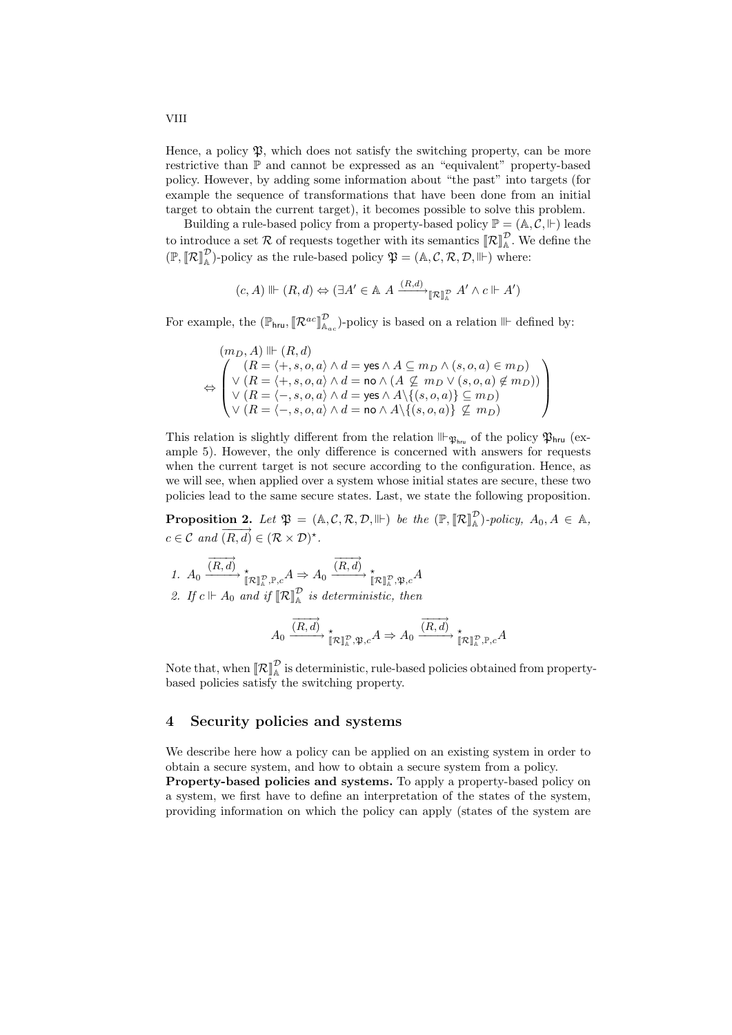Hence, a policy $\mathfrak{P}$, which does not satisfy the switching property, can be more restrictive than $\mathbb{P}$ and cannot be expressed as an "equivalent" property-based policy. However, by adding some information about "the past" into targets (for example the sequence of transformations that have been done from an initial target to obtain the current target), it becomes possible to solve this problem.

Building a rule-based policy from a property-based policy $\mathbb{P} = (\mathbb{A}, \mathcal{C}, \Vdash)$ leads to introduce a set $\mathcal{R}$ of requests together with its semantics $[\![\mathcal{R}]\!]_{\mathbb{A}}^{\mathcal{D}}$. We define the $(\mathbb{P}, [\![\mathcal{R}]\!]_{\mathbb{A}}^{\mathcal{D}})$-policy as the rule-based policy $\mathfrak{P} = (\mathbb{A}, \mathcal{C}, \mathcal{R}, \mathcal{D}, \Vvdash)$ where:

$$(c, A) \Vvdash (R, d) \Leftrightarrow (\exists A' \in \mathbb{A}\ A \xrightarrow{(R,d)}_{[\![\mathcal{R}]\!]_{\mathbb{A}}^{\mathcal{D}}} A' \wedge c \Vdash A')$$

For example, the $(\mathbb{P}_{\mathsf{hru}}, [\![\mathcal{R}^{ac}]\!]_{\mathbb{A}_{ac}}^{\mathcal{D}})$-policy is based on a relation $\Vvdash$ defined by:

$$\begin{array}{l}(m_D, A) \Vvdash (R, d) \\ \Leftrightarrow \left(\begin{array}{l} (R = \langle +, s, o, a\rangle \wedge d = \mathsf{yes} \wedge A \subseteq m_D \wedge (s, o, a) \in m_D) \\ \vee\ (R = \langle +, s, o, a\rangle \wedge d = \mathsf{no} \wedge (A \not\subseteq m_D \vee (s, o, a) \notin m_D)) \\ \vee\ (R = \langle -, s, o, a\rangle \wedge d = \mathsf{yes} \wedge A \backslash \{(s, o, a)\} \subseteq m_D) \\ \vee\ (R = \langle -, s, o, a\rangle \wedge d = \mathsf{no} \wedge A \backslash \{(s, o, a)\} \not\subseteq m_D) \end{array}\right)\end{array}$$

This relation is slightly different from the relation $\Vvdash_{\mathfrak{P}_{\mathsf{hru}}}$ of the policy $\mathfrak{P}_{\mathsf{hru}}$ (example 5). However, the only difference is concerned with answers for requests when the current target is not secure according to the configuration. Hence, as we will see, when applied over a system whose initial states are secure, these two policies lead to the same secure states. Last, we state the following proposition.

**Proposition 2.** *Let $\mathfrak{P} = (\mathbb{A}, \mathcal{C}, \mathcal{R}, \mathcal{D}, \Vvdash)$ be the $(\mathbb{P}, [\![\mathcal{R}]\!]_{\mathbb{A}}^{\mathcal{D}})$-policy, $A_0, A \in \mathbb{A}$, $c \in \mathcal{C}$ and $\overrightarrow{(R, d)} \in (\mathcal{R} \times \mathcal{D})^{\star}$.*

1. $A_0 \xrightarrow{\overrightarrow{(R,d)}}{}^{\star}_{[\![\mathcal{R}]\!]_{\mathbb{A}}^{\mathcal{D}}, \mathbb{P}, c} A \Rightarrow A_0 \xrightarrow{\overrightarrow{(R,d)}}{}^{\star}_{[\![\mathcal{R}]\!]_{\mathbb{A}}^{\mathcal{D}}, \mathfrak{P}, c} A$
2. *If $c \Vdash A_0$ and if $[\![\mathcal{R}]\!]_{\mathbb{A}}^{\mathcal{D}}$ is deterministic, then*

$$A_0 \xrightarrow{\overrightarrow{(R,d)}}{}^{\star}_{[\![\mathcal{R}]\!]_{\mathbb{A}}^{\mathcal{D}}, \mathfrak{P}, c} A \Rightarrow A_0 \xrightarrow{\overrightarrow{(R,d)}}{}^{\star}_{[\![\mathcal{R}]\!]_{\mathbb{A}}^{\mathcal{D}}, \mathbb{P}, c} A$$

Note that, when $[\![\mathcal{R}]\!]_{\mathbb{A}}^{\mathcal{D}}$ is deterministic, rule-based policies obtained from property-based policies satisfy the switching property.

## 4 Security policies and systems

We describe here how a policy can be applied on an existing system in order to obtain a secure system, and how to obtain a secure system from a policy.

**Property-based policies and systems.** To apply a property-based policy on a system, we first have to define an interpretation of the states of the system, providing information on which the policy can apply (states of the system are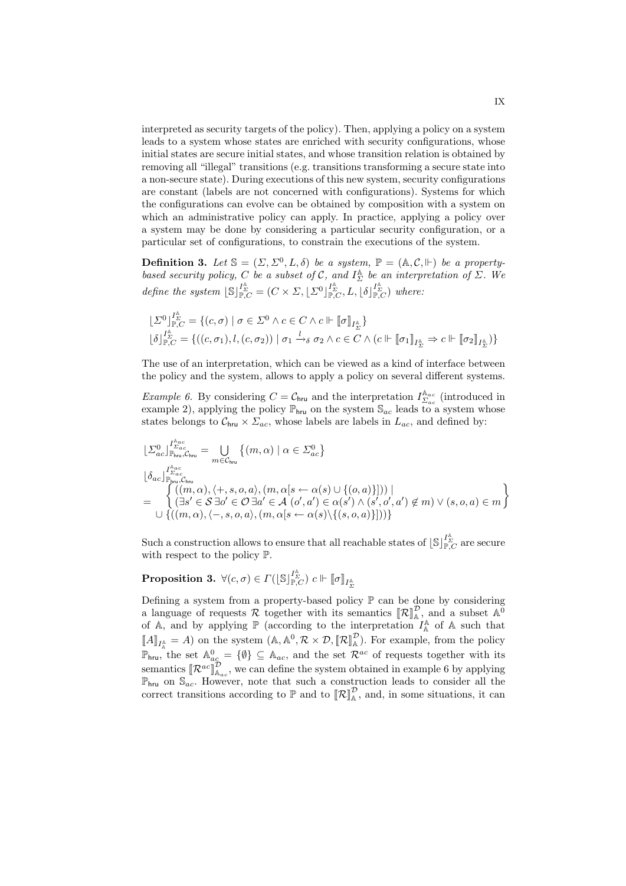interpreted as security targets of the policy). Then, applying a policy on a system leads to a system whose states are enriched with security configurations, whose initial states are secure initial states, and whose transition relation is obtained by removing all "illegal" transitions (e.g. transitions transforming a secure state into a non-secure state). During executions of this new system, security configurations are constant (labels are not concerned with configurations). Systems for which the configurations can evolve can be obtained by composition with a system on which an administrative policy can apply. In practice, applying a policy over a system may be done by considering a particular security configuration, or a particular set of configurations, to constrain the executions of the system.

**Definition 3.** *Let $\mathbb{S} = (\Sigma, \Sigma^0, L, \delta)$ be a system, $\mathbb{P} = (\mathbb{A}, \mathcal{C}, \Vdash)$ be a property-based security policy, $C$ be a subset of $\mathcal{C}$, and $I_\Sigma^{\mathbb{A}}$ be an interpretation of $\Sigma$. We define the system $\lfloor \mathbb{S} \rfloor_{\mathbb{P},C}^{I_\Sigma^{\mathbb{A}}} = (C \times \Sigma, \lfloor \Sigma^0 \rfloor_{\mathbb{P},C}^{I_\Sigma^{\mathbb{A}}}, L, \lfloor \delta \rfloor_{\mathbb{P},C}^{I_\Sigma^{\mathbb{A}}})$ where:*

$$\lfloor \Sigma^0 \rfloor_{\mathbb{P},C}^{I_\Sigma^{\mathbb{A}}} = \{(c, \sigma) \mid \sigma \in \Sigma^0 \wedge c \in C \wedge c \Vdash \llbracket \sigma \rrbracket_{I_\Sigma^{\mathbb{A}}}\}$$
$$\lfloor \delta \rfloor_{\mathbb{P},C}^{I_\Sigma^{\mathbb{A}}} = \{((c, \sigma_1), l, (c, \sigma_2)) \mid \sigma_1 \xrightarrow{l}_\delta \sigma_2 \wedge c \in C \wedge (c \Vdash \llbracket \sigma_1 \rrbracket_{I_\Sigma^{\mathbb{A}}} \Rightarrow c \Vdash \llbracket \sigma_2 \rrbracket_{I_\Sigma^{\mathbb{A}}})\}$$

The use of an interpretation, which can be viewed as a kind of interface between the policy and the system, allows to apply a policy on several different systems.

*Example 6.* By considering $C = \mathcal{C}_{\mathsf{hru}}$ and the interpretation $I_{\Sigma_{ac}}^{\mathbb{A}_{ac}}$ (introduced in example 2), applying the policy $\mathbb{P}_{\mathsf{hru}}$ on the system $\mathbb{S}_{ac}$ leads to a system whose states belongs to $\mathcal{C}_{\mathsf{hru}} \times \Sigma_{ac}$, whose labels are labels in $L_{ac}$, and defined by:

$$\lfloor \Sigma_{ac}^0 \rfloor_{\mathbb{P}_{\mathsf{hru}},\mathcal{C}_{\mathsf{hru}}}^{I_{\Sigma_{ac}}^{\mathbb{A}_{ac}}} = \bigcup_{m \in \mathcal{C}_{\mathsf{hru}}} \{(m, \alpha) \mid \alpha \in \Sigma_{ac}^0\}$$

$$\begin{aligned}
&\lfloor \delta_{ac} \rfloor_{\mathbb{P}_{\mathsf{hru}},\mathcal{C}_{\mathsf{hru}}}^{I_{\Sigma_{ac}}^{\mathbb{A}_{ac}}} \\
&= \left\{ \begin{array}{l} ((m, \alpha), \langle +, s, o, a \rangle, (m, \alpha[s \leftarrow \alpha(s) \cup \{(o, a)\}])) \mid \\ (\exists s' \in \mathcal{S}\, \exists o' \in \mathcal{O}\, \exists a' \in \mathcal{A}\; (o', a') \in \alpha(s') \wedge (s', o', a') \notin m) \vee (s, o, a) \in m \end{array} \right\} \\
&\quad \cup \{((m, \alpha), \langle -, s, o, a \rangle, (m, \alpha[s \leftarrow \alpha(s) \backslash \{(s, o, a)\}]))\}
\end{aligned}$$

Such a construction allows to ensure that all reachable states of $\lfloor \mathbb{S} \rfloor_{\mathbb{P},C}^{I_\Sigma^{\mathbb{A}}}$ are secure with respect to the policy $\mathbb{P}$.

**Proposition 3.** $\forall (c, \sigma) \in \Gamma(\lfloor \mathbb{S} \rfloor_{\mathbb{P},C}^{I_\Sigma^{\mathbb{A}}})\; c \Vdash \llbracket \sigma \rrbracket_{I_\Sigma^{\mathbb{A}}}$

Defining a system from a property-based policy $\mathbb{P}$ can be done by considering a language of requests $\mathcal{R}$ together with its semantics $\llbracket \mathcal{R} \rrbracket_{\mathbb{A}}^{\mathcal{D}}$, and a subset $\mathbb{A}^0$ of $\mathbb{A}$, and by applying $\mathbb{P}$ (according to the interpretation $I_{\mathbb{A}}^{\mathbb{A}}$ of $\mathbb{A}$ such that $\llbracket A \rrbracket_{I_{\mathbb{A}}^{\mathbb{A}}} = A$) on the system $(\mathbb{A}, \mathbb{A}^0, \mathcal{R} \times \mathcal{D}, \llbracket \mathcal{R} \rrbracket_{\mathbb{A}}^{\mathcal{D}})$. For example, from the policy $\mathbb{P}_{\mathsf{hru}}$, the set $\mathbb{A}_{ac}^0 = \{\emptyset\} \subseteq \mathbb{A}_{ac}$, and the set $\mathcal{R}^{ac}$ of requests together with its semantics $\llbracket \mathcal{R}^{ac} \rrbracket_{\mathbb{A}_{ac}}^{\mathcal{D}}$, we can define the system obtained in example 6 by applying $\mathbb{P}_{\mathsf{hru}}$ on $\mathbb{S}_{ac}$. However, note that such a construction leads to consider all the correct transitions according to $\mathbb{P}$ and to $\llbracket \mathcal{R} \rrbracket_{\mathbb{A}}^{\mathcal{D}}$, and, in some situations, it can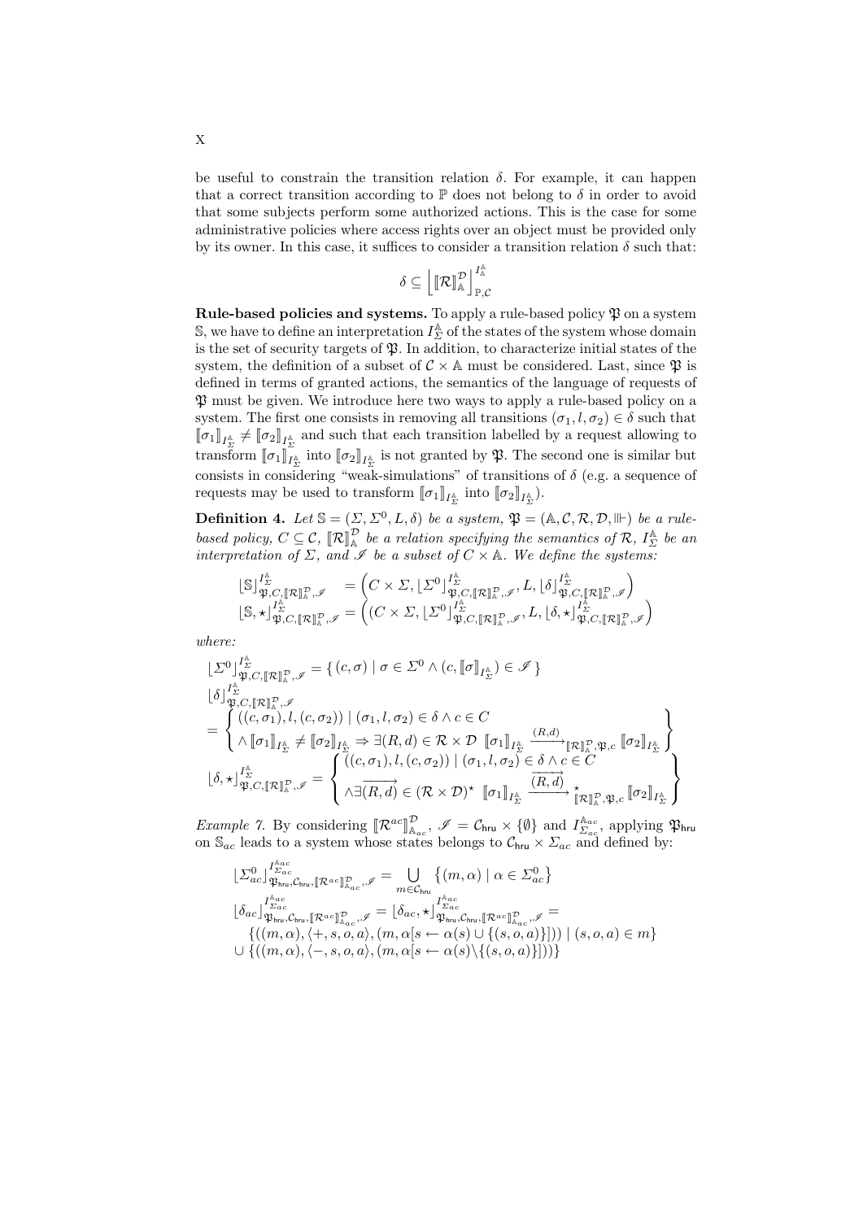be useful to constrain the transition relation $\delta$. For example, it can happen that a correct transition according to $\mathbb{P}$ does not belong to $\delta$ in order to avoid that some subjects perform some authorized actions. This is the case for some administrative policies where access rights over an object must be provided only by its owner. In this case, it suffices to consider a transition relation $\delta$ such that:

$$\delta \subseteq \left\lfloor [\![\mathcal{R}]\!]^{\mathcal{D}}_{\mathbb{A}} \right\rfloor^{I^{\mathbb{A}}_{\mathbb{A}}}_{\mathbb{P},\mathcal{C}}$$

**Rule-based policies and systems.** To apply a rule-based policy $\mathfrak{P}$ on a system $\mathbb{S}$, we have to define an interpretation $I^{\mathbb{A}}_{\Sigma}$ of the states of the system whose domain is the set of security targets of $\mathfrak{P}$. In addition, to characterize initial states of the system, the definition of a subset of $\mathcal{C} \times \mathbb{A}$ must be considered. Last, since $\mathfrak{P}$ is defined in terms of granted actions, the semantics of the language of requests of $\mathfrak{P}$ must be given. We introduce here two ways to apply a rule-based policy on a system. The first one consists in removing all transitions $(\sigma_1, l, \sigma_2) \in \delta$ such that $[\![\sigma_1]\!]_{I^{\mathbb{A}}_{\Sigma}} \neq [\![\sigma_2]\!]_{I^{\mathbb{A}}_{\Sigma}}$ and such that each transition labelled by a request allowing to transform $[\![\sigma_1]\!]_{I^{\mathbb{A}}_{\Sigma}}$ into $[\![\sigma_2]\!]_{I^{\mathbb{A}}_{\Sigma}}$ is not granted by $\mathfrak{P}$. The second one is similar but consists in considering "weak-simulations" of transitions of $\delta$ (e.g. a sequence of requests may be used to transform $[\![\sigma_1]\!]_{I^{\mathbb{A}}_{\Sigma}}$ into $[\![\sigma_2]\!]_{I^{\mathbb{A}}_{\Sigma}}$).

**Definition 4.** *Let $\mathbb{S} = (\Sigma, \Sigma^0, L, \delta)$ be a system, $\mathfrak{P} = (\mathbb{A}, \mathcal{C}, \mathcal{R}, \mathcal{D}, \Vdash)$ be a rule-based policy, $C \subseteq \mathcal{C}$, $[\![\mathcal{R}]\!]^{\mathcal{D}}_{\mathbb{A}}$ be a relation specifying the semantics of $\mathcal{R}$, $I^{\mathbb{A}}_{\Sigma}$ be an interpretation of $\Sigma$, and $\mathscr{I}$ be a subset of $C \times \mathbb{A}$. We define the systems:*

$$\begin{aligned}
\lfloor \mathbb{S} \rfloor^{I^{\mathbb{A}}_{\Sigma}}_{\mathfrak{P},C,[\![\mathcal{R}]\!]^{\mathcal{D}}_{\mathbb{A}},\mathscr{I}} &= \left(C \times \Sigma, \lfloor \Sigma^0 \rfloor^{I^{\mathbb{A}}_{\Sigma}}_{\mathfrak{P},C,[\![\mathcal{R}]\!]^{\mathcal{D}}_{\mathbb{A}},\mathscr{I}}, L, \lfloor \delta \rfloor^{I^{\mathbb{A}}_{\Sigma}}_{\mathfrak{P},C,[\![\mathcal{R}]\!]^{\mathcal{D}}_{\mathbb{A}},\mathscr{I}}\right) \\
\lfloor \mathbb{S}, \star \rfloor^{I^{\mathbb{A}}_{\Sigma}}_{\mathfrak{P},C,[\![\mathcal{R}]\!]^{\mathcal{D}}_{\mathbb{A}},\mathscr{I}} &= \left((C \times \Sigma, \lfloor \Sigma^0 \rfloor^{I^{\mathbb{A}}_{\Sigma}}_{\mathfrak{P},C,[\![\mathcal{R}]\!]^{\mathcal{D}}_{\mathbb{A}},\mathscr{I}}, L, \lfloor \delta, \star \rfloor^{I^{\mathbb{A}}_{\Sigma}}_{\mathfrak{P},C,[\![\mathcal{R}]\!]^{\mathcal{D}}_{\mathbb{A}},\mathscr{I}}\right)
\end{aligned}$$

*where:*

$$\lfloor \Sigma^0 \rfloor^{I^{\mathbb{A}}_{\Sigma}}_{\mathfrak{P},C,[\![\mathcal{R}]\!]^{\mathcal{D}}_{\mathbb{A}},\mathscr{I}} = \{ (c, \sigma) \mid \sigma \in \Sigma^0 \wedge (c, [\![\sigma]\!]_{I^{\mathbb{A}}_{\Sigma}}) \in \mathscr{I} \}$$

$$\begin{aligned}
&\lfloor \delta \rfloor^{I^{\mathbb{A}}_{\Sigma}}_{\mathfrak{P},C,[\![\mathcal{R}]\!]^{\mathcal{D}}_{\mathbb{A}},\mathscr{I}} \\
&= \left\{ \begin{array}{l} ((c, \sigma_1), l, (c, \sigma_2)) \mid (\sigma_1, l, \sigma_2) \in \delta \wedge c \in C \\ \wedge [\![\sigma_1]\!]_{I^{\mathbb{A}}_{\Sigma}} \neq [\![\sigma_2]\!]_{I^{\mathbb{A}}_{\Sigma}} \Rightarrow \exists (R, d) \in \mathcal{R} \times \mathcal{D} \ [\![\sigma_1]\!]_{I^{\mathbb{A}}_{\Sigma}} \xrightarrow{(R,d)}_{[\![\mathcal{R}]\!]^{\mathcal{D}}_{\mathbb{A}},\mathfrak{P},c} [\![\sigma_2]\!]_{I^{\mathbb{A}}_{\Sigma}} \end{array} \right\}
\end{aligned}$$

$$\lfloor \delta, \star \rfloor^{I^{\mathbb{A}}_{\Sigma}}_{\mathfrak{P},C,[\![\mathcal{R}]\!]^{\mathcal{D}}_{\mathbb{A}},\mathscr{I}} = \left\{ \begin{array}{l} ((c, \sigma_1), l, (c, \sigma_2)) \mid (\sigma_1, l, \sigma_2) \in \delta \wedge c \in C \\ \wedge \exists \overrightarrow{(R, d)} \in (\mathcal{R} \times \mathcal{D})^{\star} \ [\![\sigma_1]\!]_{I^{\mathbb{A}}_{\Sigma}} \xrightarrow{\overrightarrow{(R,d)}}{}^{\star}_{[\![\mathcal{R}]\!]^{\mathcal{D}}_{\mathbb{A}},\mathfrak{P},c} [\![\sigma_2]\!]_{I^{\mathbb{A}}_{\Sigma}} \end{array} \right\}$$

*Example 7.* By considering $[\![\mathcal{R}^{ac}]\!]^{\mathcal{D}}_{\mathbb{A}_{ac}}$, $\mathscr{I} = \mathcal{C}_{\mathsf{hru}} \times \{\emptyset\}$ and $I^{\mathbb{A}_{ac}}_{\Sigma_{ac}}$, applying $\mathfrak{P}_{\mathsf{hru}}$ on $\mathbb{S}_{ac}$ leads to a system whose states belongs to $\mathcal{C}_{\mathsf{hru}} \times \Sigma_{ac}$ and defined by:

$$\begin{aligned}
&\lfloor \Sigma^0_{ac} \rfloor^{I^{\mathbb{A}_{ac}}_{\Sigma_{ac}}}_{\mathfrak{P}_{\mathsf{hru}},\mathcal{C}_{\mathsf{hru}},[\![\mathcal{R}^{ac}]\!]^{\mathcal{D}}_{\mathbb{A}_{ac}},\mathscr{I}} = \bigcup_{m \in \mathcal{C}_{\mathsf{hru}}} \{(m, \alpha) \mid \alpha \in \Sigma^0_{ac}\} \\
&\lfloor \delta_{ac} \rfloor^{I^{\mathbb{A}_{ac}}_{\Sigma_{ac}}}_{\mathfrak{P}_{\mathsf{hru}},\mathcal{C}_{\mathsf{hru}},[\![\mathcal{R}^{ac}]\!]^{\mathcal{D}}_{\mathbb{A}_{ac}},\mathscr{I}} = \lfloor \delta_{ac}, \star \rfloor^{I^{\mathbb{A}_{ac}}_{\Sigma_{ac}}}_{\mathfrak{P}_{\mathsf{hru}},\mathcal{C}_{\mathsf{hru}},[\![\mathcal{R}^{ac}]\!]^{\mathcal{D}}_{\mathbb{A}_{ac}},\mathscr{I}} = \\
&\quad \{((m, \alpha), \langle +, s, o, a \rangle, (m, \alpha[s \leftarrow \alpha(s) \cup \{(s, o, a)\}])) \mid (s, o, a) \in m\} \\
&\cup \{((m, \alpha), \langle -, s, o, a \rangle, (m, \alpha[s \leftarrow \alpha(s) \backslash \{(s, o, a)\}]))\}
\end{aligned}$$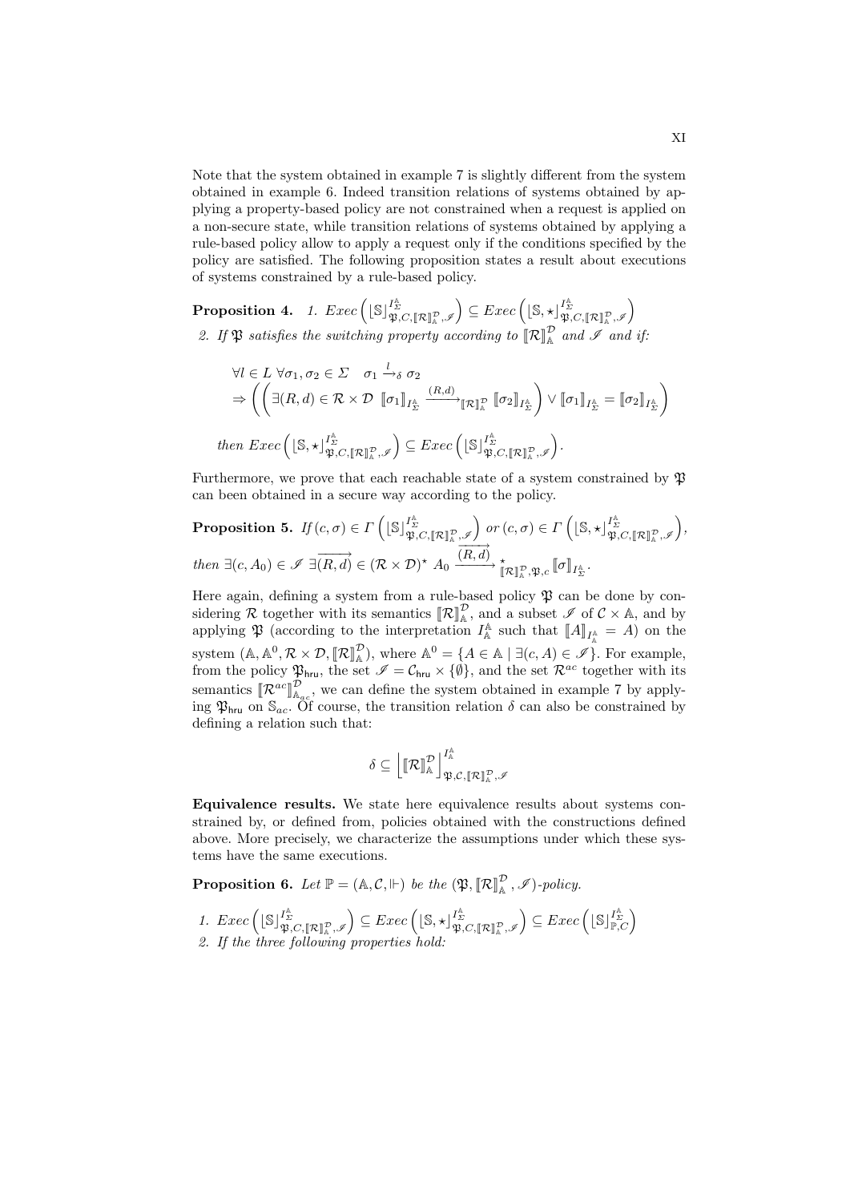Note that the system obtained in example 7 is slightly different from the system obtained in example 6. Indeed transition relations of systems obtained by applying a property-based policy are not constrained when a request is applied on a non-secure state, while transition relations of systems obtained by applying a rule-based policy allow to apply a request only if the conditions specified by the policy are satisfied. The following proposition states a result about executions of systems constrained by a rule-based policy.

**Proposition 4.** *1.* $Exec\left(\lfloor \mathbb{S} \rfloor^{I^{\mathbb{A}}_{\Sigma}}_{\mathfrak{P},C,[\![\mathcal{R}]\!]^{\mathcal{D}}_{\mathbb{A}},\mathscr{I}}\right) \subseteq Exec\left(\lfloor \mathbb{S},\star \rfloor^{I^{\mathbb{A}}_{\Sigma}}_{\mathfrak{P},C,[\![\mathcal{R}]\!]^{\mathcal{D}}_{\mathbb{A}},\mathscr{I}}\right)$

*2. If $\mathfrak{P}$ satisfies the switching property according to $[\![\mathcal{R}]\!]^{\mathcal{D}}_{\mathbb{A}}$ and $\mathscr{I}$ and if:*

$$\forall l \in L \ \forall \sigma_1, \sigma_2 \in \Sigma \quad \sigma_1 \xrightarrow{l}_{\delta} \sigma_2$$
$$\Rightarrow \left( \left( \exists (R,d) \in \mathcal{R} \times \mathcal{D} \ [\![\sigma_1]\!]_{I^{\mathbb{A}}_{\Sigma}} \xrightarrow{(R,d)}_{[\![\mathcal{R}]\!]^{\mathcal{D}}_{\mathbb{A}}} [\![\sigma_2]\!]_{I^{\mathbb{A}}_{\Sigma}} \right) \vee [\![\sigma_1]\!]_{I^{\mathbb{A}}_{\Sigma}} = [\![\sigma_2]\!]_{I^{\mathbb{A}}_{\Sigma}} \right)$$

*then* $Exec\left(\lfloor \mathbb{S},\star \rfloor^{I^{\mathbb{A}}_{\Sigma}}_{\mathfrak{P},C,[\![\mathcal{R}]\!]^{\mathcal{D}}_{\mathbb{A}},\mathscr{I}}\right) \subseteq Exec\left(\lfloor \mathbb{S} \rfloor^{I^{\mathbb{A}}_{\Sigma}}_{\mathfrak{P},C,[\![\mathcal{R}]\!]^{\mathcal{D}}_{\mathbb{A}},\mathscr{I}}\right)$.

Furthermore, we prove that each reachable state of a system constrained by $\mathfrak{P}$ can been obtained in a secure way according to the policy.

**Proposition 5.** *If* $(c,\sigma) \in \Gamma\left(\lfloor \mathbb{S} \rfloor^{I^{\mathbb{A}}_{\Sigma}}_{\mathfrak{P},C,[\![\mathcal{R}]\!]^{\mathcal{D}}_{\mathbb{A}},\mathscr{I}}\right)$ *or* $(c,\sigma) \in \Gamma\left(\lfloor \mathbb{S},\star \rfloor^{I^{\mathbb{A}}_{\Sigma}}_{\mathfrak{P},C,[\![\mathcal{R}]\!]^{\mathcal{D}}_{\mathbb{A}},\mathscr{I}}\right)$, *then* $\exists (c, A_0) \in \mathscr{I} \ \exists \overrightarrow{(R,d)} \in (\mathcal{R} \times \mathcal{D})^{\star} \ A_0 \xrightarrow{\overrightarrow{(R,d)}}{}^{\star}_{[\![\mathcal{R}]\!]^{\mathcal{D}}_{\mathbb{A}},\mathfrak{P},c} [\![\sigma]\!]_{I^{\mathbb{A}}_{\Sigma}}$.

Here again, defining a system from a rule-based policy $\mathfrak{P}$ can be done by considering $\mathcal{R}$ together with its semantics $[\![\mathcal{R}]\!]^{\mathcal{D}}_{\mathbb{A}}$, and a subset $\mathscr{I}$ of $\mathcal{C} \times \mathbb{A}$, and by applying $\mathfrak{P}$ (according to the interpretation $I^{\mathbb{A}}_{\mathbb{A}}$ such that $[\![A]\!]_{I^{\mathbb{A}}_{\mathbb{A}}} = A$) on the system $(\mathbb{A}, \mathbb{A}^0, \mathcal{R} \times \mathcal{D}, [\![\mathcal{R}]\!]^{\mathcal{D}}_{\mathbb{A}})$, where $\mathbb{A}^0 = \{A \in \mathbb{A} \mid \exists (c, A) \in \mathscr{I}\}$. For example, from the policy $\mathfrak{P}_{\mathsf{hru}}$, the set $\mathscr{I} = \mathcal{C}_{\mathsf{hru}} \times \{\emptyset\}$, and the set $\mathcal{R}^{ac}$ together with its semantics $[\![\mathcal{R}^{ac}]\!]^{\mathcal{D}}_{\mathbb{A}_{ac}}$, we can define the system obtained in example 7 by applying $\mathfrak{P}_{\mathsf{hru}}$ on $\mathbb{S}_{ac}$. Of course, the transition relation $\delta$ can also be constrained by defining a relation such that:

$$\delta \subseteq \left\lfloor [\![\mathcal{R}]\!]^{\mathcal{D}}_{\mathbb{A}} \right\rfloor^{I^{\mathbb{A}}_{\mathbb{A}}}_{\mathfrak{P},\mathcal{C},[\![\mathcal{R}]\!]^{\mathcal{D}}_{\mathbb{A}},\mathscr{I}}$$

**Equivalence results.** We state here equivalence results about systems constrained by, or defined from, policies obtained with the constructions defined above. More precisely, we characterize the assumptions under which these systems have the same executions.

**Proposition 6.** *Let $\mathbb{P} = (\mathbb{A}, \mathcal{C}, \Vdash)$ be the $(\mathfrak{P}, [\![\mathcal{R}]\!]^{\mathcal{D}}_{\mathbb{A}}, \mathscr{I})$-policy.*

*1.* $Exec\left(\lfloor \mathbb{S} \rfloor^{I^{\mathbb{A}}_{\Sigma}}_{\mathfrak{P},C,[\![\mathcal{R}]\!]^{\mathcal{D}}_{\mathbb{A}},\mathscr{I}}\right) \subseteq Exec\left(\lfloor \mathbb{S},\star \rfloor^{I^{\mathbb{A}}_{\Sigma}}_{\mathfrak{P},C,[\![\mathcal{R}]\!]^{\mathcal{D}}_{\mathbb{A}},\mathscr{I}}\right) \subseteq Exec\left(\lfloor \mathbb{S} \rfloor^{I^{\mathbb{A}}_{\Sigma}}_{\mathbb{P},C}\right)$

*2. If the three following properties hold:*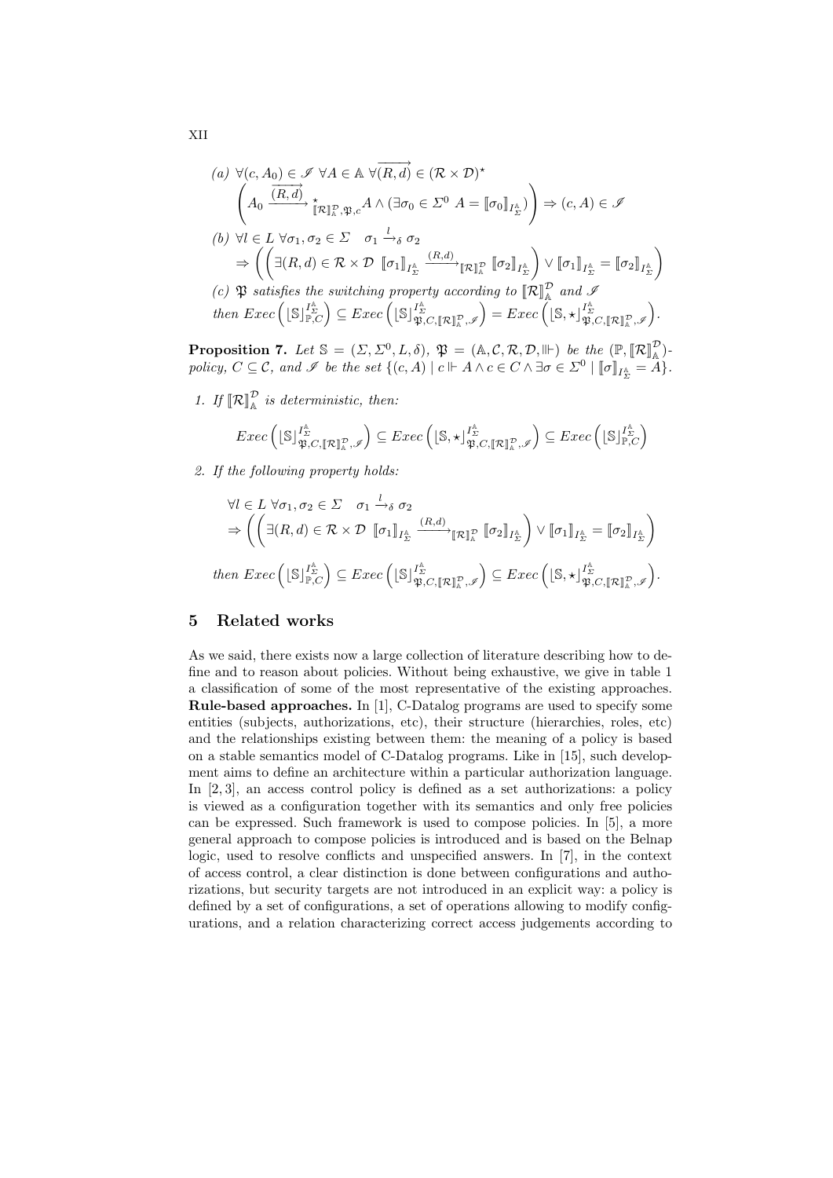*(a)* $\forall (c, A_0) \in \mathscr{I}\ \forall A \in \mathbb{A}\ \forall \overrightarrow{(R,d)} \in (\mathcal{R} \times \mathcal{D})^\star$

$$\left( A_0 \xrightarrow{\overrightarrow{(R,d)}}{}^{\star}_{[\![\mathcal{R}]\!]^{\mathcal{D}}_{\mathbb{A}}, \mathfrak{P}, c} A \wedge (\exists \sigma_0 \in \Sigma^0\ A = [\![\sigma_0]\!]_{I^{\mathbb{A}}_{\Sigma}}) \right) \Rightarrow (c, A) \in \mathscr{I}$$

*(b)* $\forall l \in L\ \forall \sigma_1, \sigma_2 \in \Sigma \quad \sigma_1 \xrightarrow{l}_\delta \sigma_2$

$$\Rightarrow \left( \left( \exists (R,d) \in \mathcal{R} \times \mathcal{D}\ [\![\sigma_1]\!]_{I^{\mathbb{A}}_{\Sigma}} \xrightarrow{(R,d)}_{[\![\mathcal{R}]\!]^{\mathcal{D}}_{\mathbb{A}}} [\![\sigma_2]\!]_{I^{\mathbb{A}}_{\Sigma}} \right) \vee [\![\sigma_1]\!]_{I^{\mathbb{A}}_{\Sigma}} = [\![\sigma_2]\!]_{I^{\mathbb{A}}_{\Sigma}} \right)$$

*(c)* $\mathfrak{P}$ *satisfies the switching property according to* $[\![\mathcal{R}]\!]^{\mathcal{D}}_{\mathbb{A}}$ *and* $\mathscr{I}$

*then* $Exec\left( \lfloor \mathbb{S} \rfloor^{I^{\mathbb{A}}_{\Sigma}}_{\mathbb{P}, C} \right) \subseteq Exec\left( \lfloor \mathbb{S} \rfloor^{I^{\mathbb{A}}_{\Sigma}}_{\mathfrak{P}, C, [\![\mathcal{R}]\!]^{\mathcal{D}}_{\mathbb{A}}, \mathscr{I}} \right) = Exec\left( \lfloor \mathbb{S}, \star \rfloor^{I^{\mathbb{A}}_{\Sigma}}_{\mathfrak{P}, C, [\![\mathcal{R}]\!]^{\mathcal{D}}_{\mathbb{A}}, \mathscr{I}} \right)$.

**Proposition 7.** *Let* $\mathbb{S} = (\Sigma, \Sigma^0, L, \delta)$, $\mathfrak{P} = (\mathbb{A}, \mathcal{C}, \mathcal{R}, \mathcal{D}, \Vdash)$ *be the* $(\mathbb{P}, [\![\mathcal{R}]\!]^{\mathcal{D}}_{\mathbb{A}})$*-policy,* $C \subseteq \mathcal{C}$*, and* $\mathscr{I}$ *be the set* $\{(c, A) \mid c \Vdash A \wedge c \in C \wedge \exists \sigma \in \Sigma^0 \mid [\![\sigma]\!]_{I^{\mathbb{A}}_{\Sigma}} = A\}$.

1. *If* $[\![\mathcal{R}]\!]^{\mathcal{D}}_{\mathbb{A}}$ *is deterministic, then:*

$$Exec\left( \lfloor \mathbb{S} \rfloor^{I^{\mathbb{A}}_{\Sigma}}_{\mathfrak{P}, C, [\![\mathcal{R}]\!]^{\mathcal{D}}_{\mathbb{A}}, \mathscr{I}} \right) \subseteq Exec\left( \lfloor \mathbb{S}, \star \rfloor^{I^{\mathbb{A}}_{\Sigma}}_{\mathfrak{P}, C, [\![\mathcal{R}]\!]^{\mathcal{D}}_{\mathbb{A}}, \mathscr{I}} \right) \subseteq Exec\left( \lfloor \mathbb{S} \rfloor^{I^{\mathbb{A}}_{\Sigma}}_{\mathbb{P}, C} \right)$$

2. *If the following property holds:*

$$\forall l \in L\ \forall \sigma_1, \sigma_2 \in \Sigma \quad \sigma_1 \xrightarrow{l}_\delta \sigma_2$$

$$\Rightarrow \left( \left( \exists (R,d) \in \mathcal{R} \times \mathcal{D}\ [\![\sigma_1]\!]_{I^{\mathbb{A}}_{\Sigma}} \xrightarrow{(R,d)}_{[\![\mathcal{R}]\!]^{\mathcal{D}}_{\mathbb{A}}} [\![\sigma_2]\!]_{I^{\mathbb{A}}_{\Sigma}} \right) \vee [\![\sigma_1]\!]_{I^{\mathbb{A}}_{\Sigma}} = [\![\sigma_2]\!]_{I^{\mathbb{A}}_{\Sigma}} \right)$$

*then* $Exec\left( \lfloor \mathbb{S} \rfloor^{I^{\mathbb{A}}_{\Sigma}}_{\mathbb{P}, C} \right) \subseteq Exec\left( \lfloor \mathbb{S} \rfloor^{I^{\mathbb{A}}_{\Sigma}}_{\mathfrak{P}, C, [\![\mathcal{R}]\!]^{\mathcal{D}}_{\mathbb{A}}, \mathscr{I}} \right) \subseteq Exec\left( \lfloor \mathbb{S}, \star \rfloor^{I^{\mathbb{A}}_{\Sigma}}_{\mathfrak{P}, C, [\![\mathcal{R}]\!]^{\mathcal{D}}_{\mathbb{A}}, \mathscr{I}} \right)$.

## 5 Related works

As we said, there exists now a large collection of literature describing how to define and to reason about policies. Without being exhaustive, we give in table 1 a classification of some of the most representative of the existing approaches.
**Rule-based approaches.** In [1], C-Datalog programs are used to specify some entities (subjects, authorizations, etc), their structure (hierarchies, roles, etc) and the relationships existing between them: the meaning of a policy is based on a stable semantics model of C-Datalog programs. Like in [15], such development aims to define an architecture within a particular authorization language. In [2, 3], an access control policy is defined as a set authorizations: a policy is viewed as a configuration together with its semantics and only free policies can be expressed. Such framework is used to compose policies. In [5], a more general approach to compose policies is introduced and is based on the Belnap logic, used to resolve conflicts and unspecified answers. In [7], in the context of access control, a clear distinction is done between configurations and authorizations, but security targets are not introduced in an explicit way: a policy is defined by a set of configurations, a set of operations allowing to modify configurations, and a relation characterizing correct access judgements according to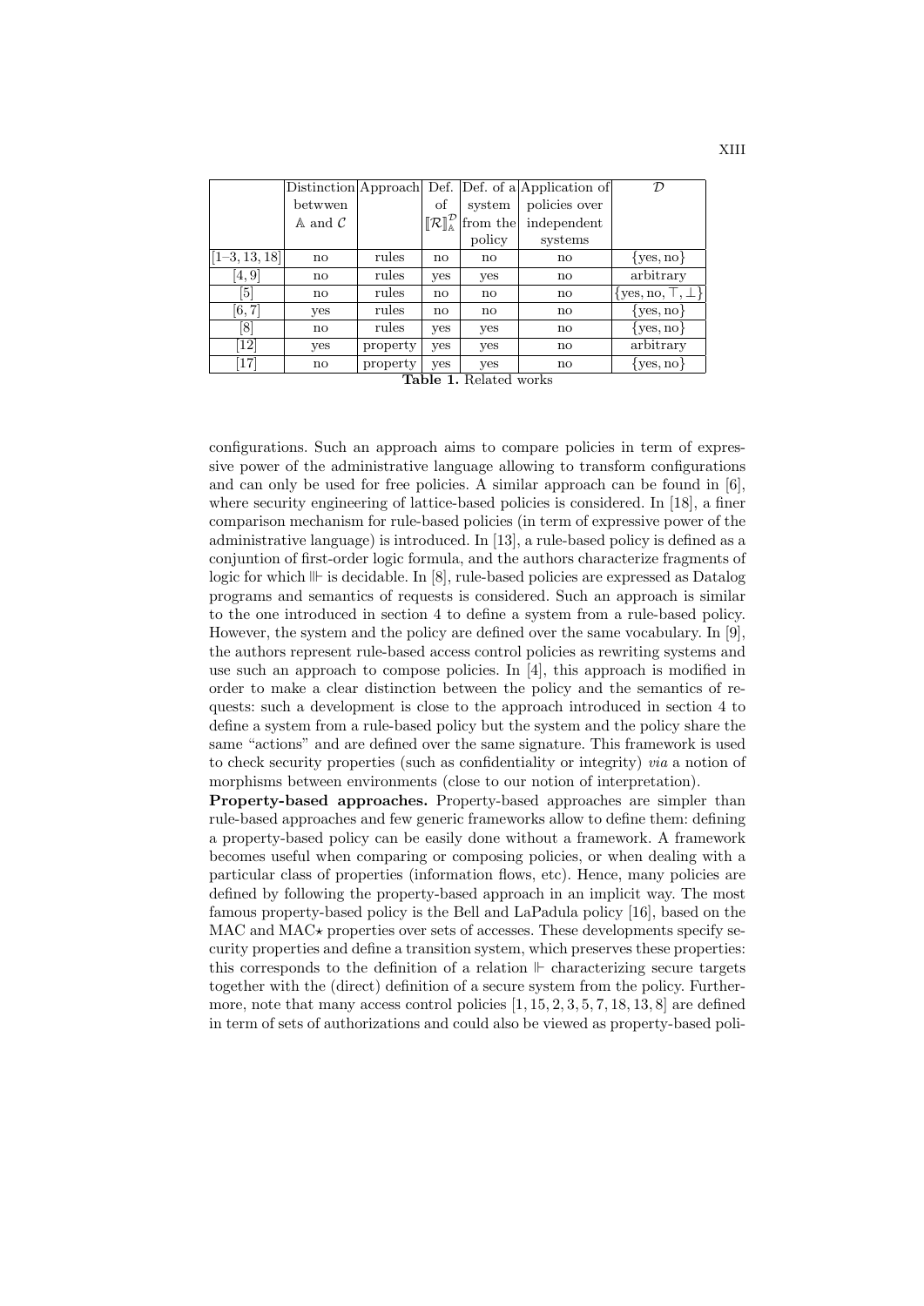|  | Distinction betwwen $\mathbb{A}$ and $\mathcal{C}$ | Approach | Def. of $[\![\mathcal{R}]\!]^{\mathcal{D}}_{\mathbb{A}}$ | Def. of a system from the policy | Application of policies over independent systems | $\mathcal{D}$ |
|---|---|---|---|---|---|---|
| [1–3, 13, 18] | no | rules | no | no | no | {yes, no} |
| [4, 9] | no | rules | yes | yes | no | arbitrary |
| [5] | no | rules | no | no | no | $\{\text{yes}, \text{no}, \top, \bot\}$ |
| [6, 7] | yes | rules | no | no | no | {yes, no} |
| [8] | no | rules | yes | yes | no | {yes, no} |
| [12] | yes | property | yes | yes | no | arbitrary |
| [17] | no | property | yes | yes | no | {yes, no} |

**Table 1.** Related works

configurations. Such an approach aims to compare policies in term of expressive power of the administrative language allowing to transform configurations and can only be used for free policies. A similar approach can be found in [6], where security engineering of lattice-based policies is considered. In [18], a finer comparison mechanism for rule-based policies (in term of expressive power of the administrative language) is introduced. In [13], a rule-based policy is defined as a conjuntion of first-order logic formula, and the authors characterize fragments of logic for which $\Vdash$ is decidable. In [8], rule-based policies are expressed as Datalog programs and semantics of requests is considered. Such an approach is similar to the one introduced in section 4 to define a system from a rule-based policy. However, the system and the policy are defined over the same vocabulary. In [9], the authors represent rule-based access control policies as rewriting systems and use such an approach to compose policies. In [4], this approach is modified in order to make a clear distinction between the policy and the semantics of requests: such a development is close to the approach introduced in section 4 to define a system from a rule-based policy but the system and the policy share the same "actions" and are defined over the same signature. This framework is used to check security properties (such as confidentiality or integrity) *via* a notion of morphisms between environments (close to our notion of interpretation).

**Property-based approaches.** Property-based approaches are simpler than rule-based approaches and few generic frameworks allow to define them: defining a property-based policy can be easily done without a framework. A framework becomes useful when comparing or composing policies, or when dealing with a particular class of properties (information flows, etc). Hence, many policies are defined by following the property-based approach in an implicit way. The most famous property-based policy is the Bell and LaPadula policy [16], based on the MAC and MAC$\star$ properties over sets of accesses. These developments specify security properties and define a transition system, which preserves these properties: this corresponds to the definition of a relation $\Vdash$ characterizing secure targets together with the (direct) definition of a secure system from the policy. Furthermore, note that many access control policies [1, 15, 2, 3, 5, 7, 18, 13, 8] are defined in term of sets of authorizations and could also be viewed as property-based poli-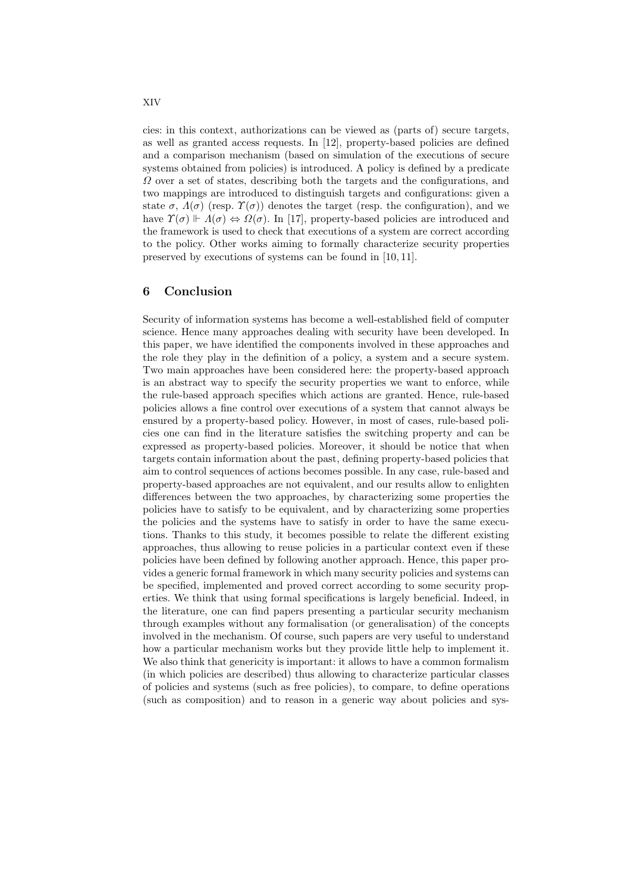cies: in this context, authorizations can be viewed as (parts of) secure targets, as well as granted access requests. In [12], property-based policies are defined and a comparison mechanism (based on simulation of the executions of secure systems obtained from policies) is introduced. A policy is defined by a predicate $\Omega$ over a set of states, describing both the targets and the configurations, and two mappings are introduced to distinguish targets and configurations: given a state $\sigma$, $\Lambda(\sigma)$ (resp. $\Upsilon(\sigma)$) denotes the target (resp. the configuration), and we have $\Upsilon(\sigma) \Vdash \Lambda(\sigma) \Leftrightarrow \Omega(\sigma)$. In [17], property-based policies are introduced and the framework is used to check that executions of a system are correct according to the policy. Other works aiming to formally characterize security properties preserved by executions of systems can be found in [10, 11].

## 6 Conclusion

Security of information systems has become a well-established field of computer science. Hence many approaches dealing with security have been developed. In this paper, we have identified the components involved in these approaches and the role they play in the definition of a policy, a system and a secure system. Two main approaches have been considered here: the property-based approach is an abstract way to specify the security properties we want to enforce, while the rule-based approach specifies which actions are granted. Hence, rule-based policies allows a fine control over executions of a system that cannot always be ensured by a property-based policy. However, in most of cases, rule-based policies one can find in the literature satisfies the switching property and can be expressed as property-based policies. Moreover, it should be notice that when targets contain information about the past, defining property-based policies that aim to control sequences of actions becomes possible. In any case, rule-based and property-based approaches are not equivalent, and our results allow to enlighten differences between the two approaches, by characterizing some properties the policies have to satisfy to be equivalent, and by characterizing some properties the policies and the systems have to satisfy in order to have the same executions. Thanks to this study, it becomes possible to relate the different existing approaches, thus allowing to reuse policies in a particular context even if these policies have been defined by following another approach. Hence, this paper provides a generic formal framework in which many security policies and systems can be specified, implemented and proved correct according to some security properties. We think that using formal specifications is largely beneficial. Indeed, in the literature, one can find papers presenting a particular security mechanism through examples without any formalisation (or generalisation) of the concepts involved in the mechanism. Of course, such papers are very useful to understand how a particular mechanism works but they provide little help to implement it. We also think that genericity is important: it allows to have a common formalism (in which policies are described) thus allowing to characterize particular classes of policies and systems (such as free policies), to compare, to define operations (such as composition) and to reason in a generic way about policies and sys-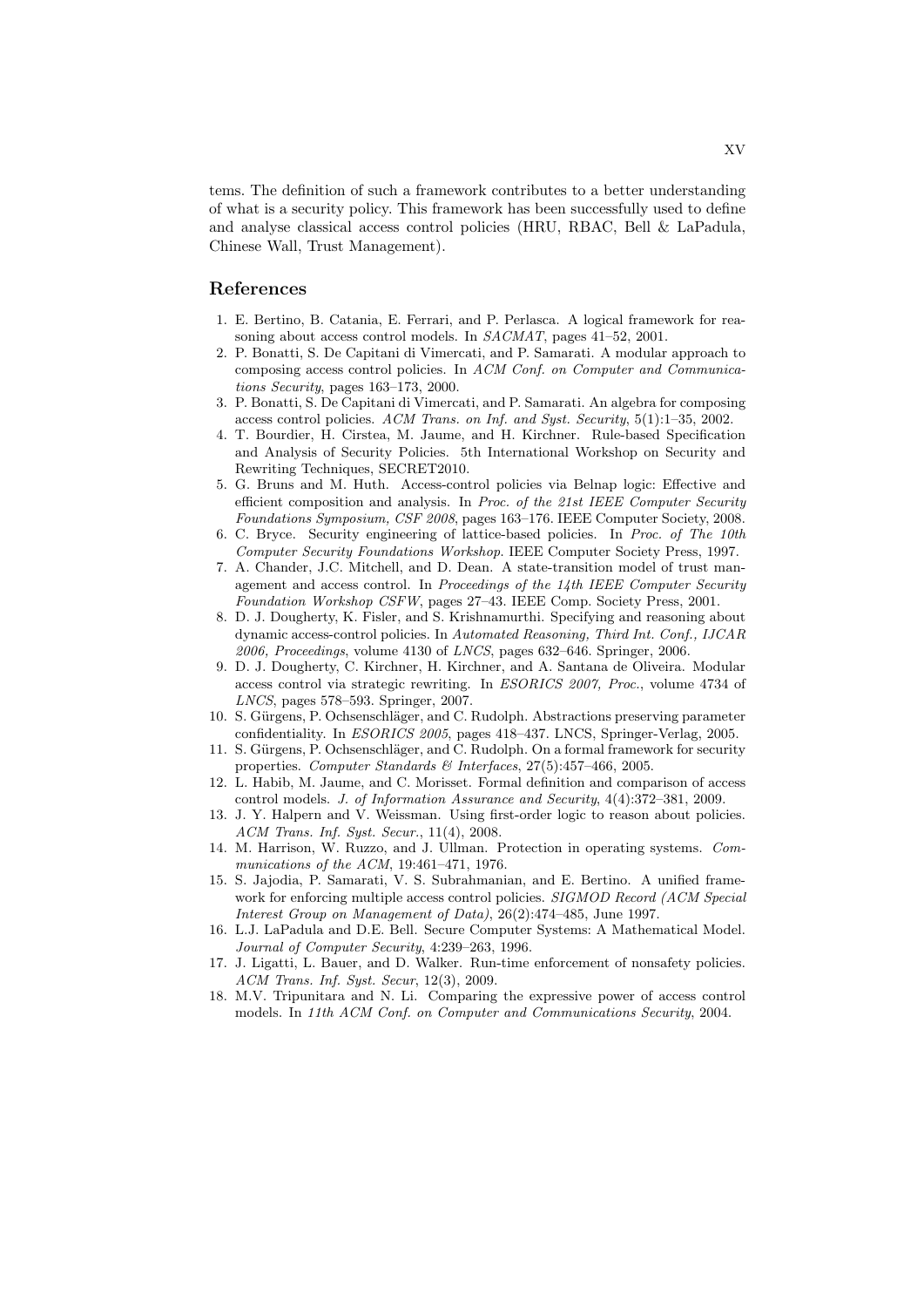tems. The definition of such a framework contributes to a better understanding of what is a security policy. This framework has been successfully used to define and analyse classical access control policies (HRU, RBAC, Bell & LaPadula, Chinese Wall, Trust Management).

## References

1. E. Bertino, B. Catania, E. Ferrari, and P. Perlasca. A logical framework for reasoning about access control models. In *SACMAT*, pages 41–52, 2001.
2. P. Bonatti, S. De Capitani di Vimercati, and P. Samarati. A modular approach to composing access control policies. In *ACM Conf. on Computer and Communications Security*, pages 163–173, 2000.
3. P. Bonatti, S. De Capitani di Vimercati, and P. Samarati. An algebra for composing access control policies. *ACM Trans. on Inf. and Syst. Security*, 5(1):1–35, 2002.
4. T. Bourdier, H. Cirstea, M. Jaume, and H. Kirchner. Rule-based Specification and Analysis of Security Policies. 5th International Workshop on Security and Rewriting Techniques, SECRET2010.
5. G. Bruns and M. Huth. Access-control policies via Belnap logic: Effective and efficient composition and analysis. In *Proc. of the 21st IEEE Computer Security Foundations Symposium, CSF 2008*, pages 163–176. IEEE Computer Society, 2008.
6. C. Bryce. Security engineering of lattice-based policies. In *Proc. of The 10th Computer Security Foundations Workshop*. IEEE Computer Society Press, 1997.
7. A. Chander, J.C. Mitchell, and D. Dean. A state-transition model of trust management and access control. In *Proceedings of the 14th IEEE Computer Security Foundation Workshop CSFW*, pages 27–43. IEEE Comp. Society Press, 2001.
8. D. J. Dougherty, K. Fisler, and S. Krishnamurthi. Specifying and reasoning about dynamic access-control policies. In *Automated Reasoning, Third Int. Conf., IJCAR 2006, Proceedings*, volume 4130 of *LNCS*, pages 632–646. Springer, 2006.
9. D. J. Dougherty, C. Kirchner, H. Kirchner, and A. Santana de Oliveira. Modular access control via strategic rewriting. In *ESORICS 2007, Proc.*, volume 4734 of *LNCS*, pages 578–593. Springer, 2007.
10. S. Gürgens, P. Ochsenschläger, and C. Rudolph. Abstractions preserving parameter confidentiality. In *ESORICS 2005*, pages 418–437. LNCS, Springer-Verlag, 2005.
11. S. Gürgens, P. Ochsenschläger, and C. Rudolph. On a formal framework for security properties. *Computer Standards & Interfaces*, 27(5):457–466, 2005.
12. L. Habib, M. Jaume, and C. Morisset. Formal definition and comparison of access control models. *J. of Information Assurance and Security*, 4(4):372–381, 2009.
13. J. Y. Halpern and V. Weissman. Using first-order logic to reason about policies. *ACM Trans. Inf. Syst. Secur.*, 11(4), 2008.
14. M. Harrison, W. Ruzzo, and J. Ullman. Protection in operating systems. *Communications of the ACM*, 19:461–471, 1976.
15. S. Jajodia, P. Samarati, V. S. Subrahmanian, and E. Bertino. A unified framework for enforcing multiple access control policies. *SIGMOD Record (ACM Special Interest Group on Management of Data)*, 26(2):474–485, June 1997.
16. L.J. LaPadula and D.E. Bell. Secure Computer Systems: A Mathematical Model. *Journal of Computer Security*, 4:239–263, 1996.
17. J. Ligatti, L. Bauer, and D. Walker. Run-time enforcement of nonsafety policies. *ACM Trans. Inf. Syst. Secur*, 12(3), 2009.
18. M.V. Tripunitara and N. Li. Comparing the expressive power of access control models. In *11th ACM Conf. on Computer and Communications Security*, 2004.